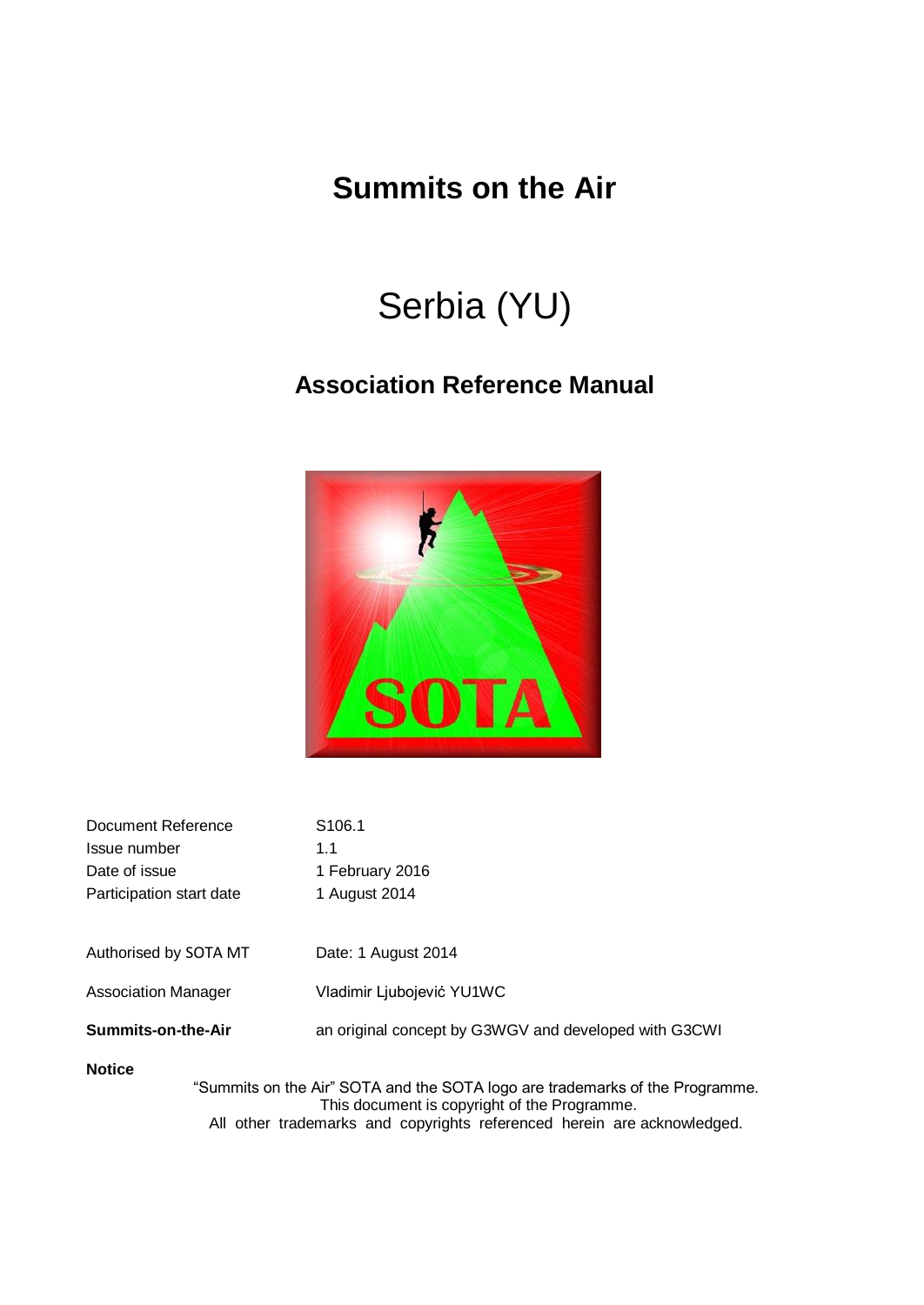# Summits on the Air

# Serbia (YU)

## Association Reference Manual

| | |
|---|---|
| Document Reference | S106.1 |
| Issue number | 1.1 |
| Date of issue | 1 February 2016 |
| Participation start date | 1 August 2014 |
| | |
| Authorised by SOTA MT | Date: 1 August 2014 |
| Association Manager | Vladimir Ljubojević YU1WC |
| **Summits-on-the-Air** | an original concept by G3WGV and developed with G3CWI |

**Notice**

"Summits on the Air" SOTA and the SOTA logo are trademarks of the Programme.
This document is copyright of the Programme.
All other trademarks and copyrights referenced herein are acknowledged.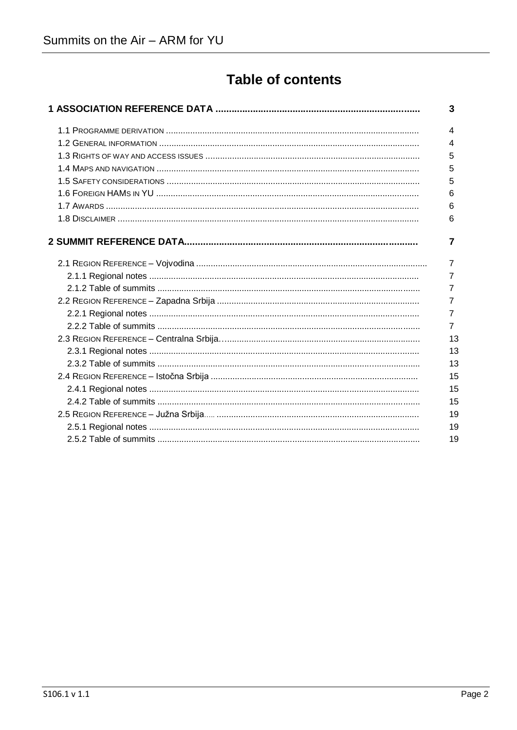# Table of contents

| | |
|---|---|
| **1 ASSOCIATION REFERENCE DATA** | **3** |
| 1.1 PROGRAMME DERIVATION | 4 |
| 1.2 GENERAL INFORMATION | 4 |
| 1.3 RIGHTS OF WAY AND ACCESS ISSUES | 5 |
| 1.4 MAPS AND NAVIGATION | 5 |
| 1.5 SAFETY CONSIDERATIONS | 5 |
| 1.6 FOREIGN HAMS IN YU | 6 |
| 1.7 AWARDS | 6 |
| 1.8 DISCLAIMER | 6 |
| **2 SUMMIT REFERENCE DATA** | **7** |
| 2.1 REGION REFERENCE – Vojvodina | 7 |
| 2.1.1 Regional notes | 7 |
| 2.1.2 Table of summits | 7 |
| 2.2 REGION REFERENCE – Zapadna Srbija | 7 |
| 2.2.1 Regional notes | 7 |
| 2.2.2 Table of summits | 7 |
| 2.3 REGION REFERENCE – Centralna Srbija | 13 |
| 2.3.1 Regional notes | 13 |
| 2.3.2 Table of summits | 13 |
| 2.4 REGION REFERENCE – Istočna Srbija | 15 |
| 2.4.1 Regional notes | 15 |
| 2.4.2 Table of summits | 15 |
| 2.5 REGION REFERENCE – Južna Srbija | 19 |
| 2.5.1 Regional notes | 19 |
| 2.5.2 Table of summits | 19 |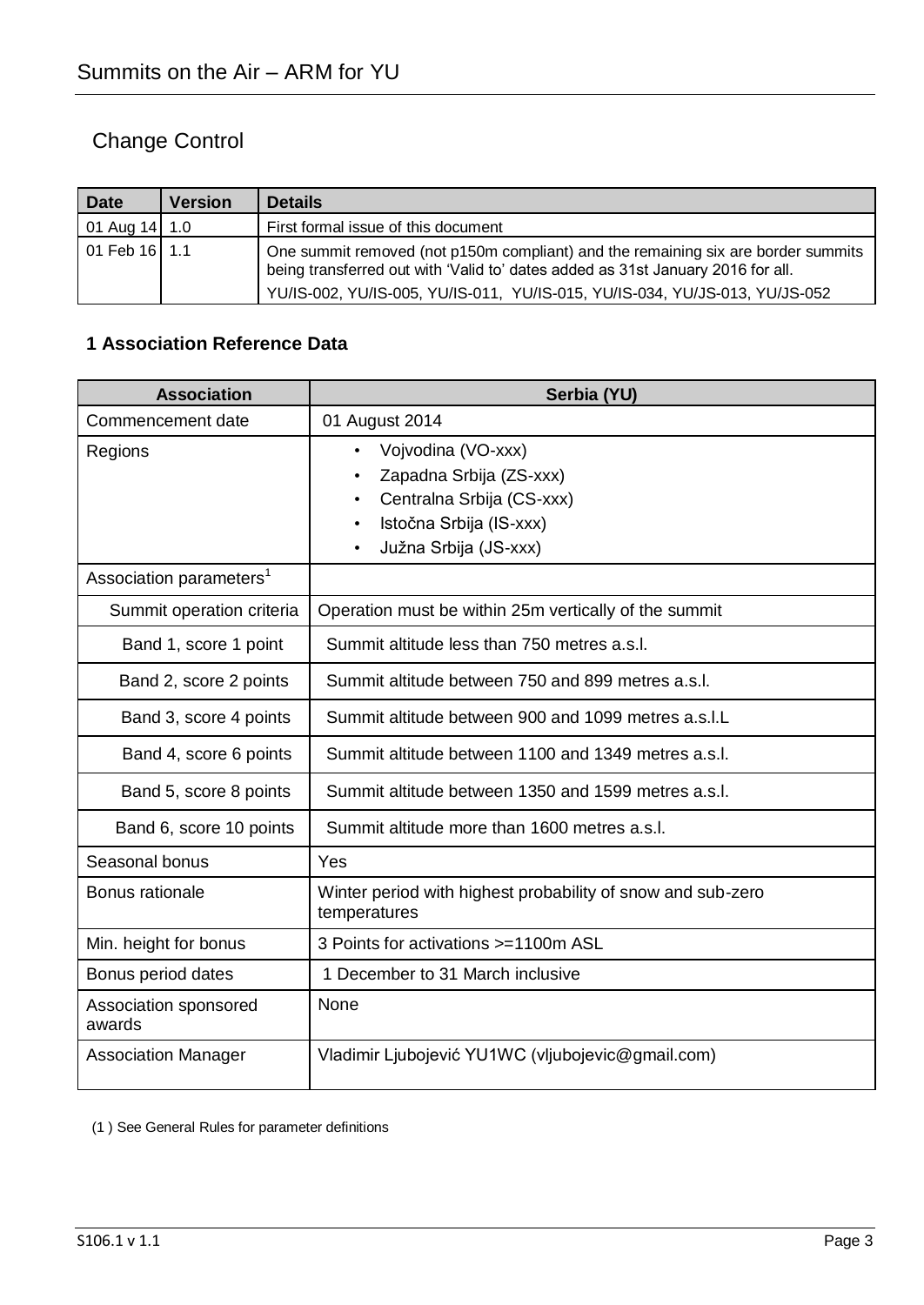## Change Control

| Date | Version | Details |
|---|---|---|
| 01 Aug 14 | 1.0 | First formal issue of this document |
| 01 Feb 16 | 1.1 | One summit removed (not p150m compliant) and the remaining six are border summits being transferred out with 'Valid to' dates added as 31st January 2016 for all.<br>YU/IS-002, YU/IS-005, YU/IS-011, YU/IS-015, YU/IS-034, YU/JS-013, YU/JS-052 |

### 1 Association Reference Data

| Association | Serbia (YU) |
|---|---|
| Commencement date | 01 August 2014 |
| Regions | • Vojvodina (VO-xxx)<br>• Zapadna Srbija (ZS-xxx)<br>• Centralna Srbija (CS-xxx)<br>• Istočna Srbija (IS-xxx)<br>• Južna Srbija (JS-xxx) |
| Association parameters[1] | |
| Summit operation criteria | Operation must be within 25m vertically of the summit |
| Band 1, score 1 point | Summit altitude less than 750 metres a.s.l. |
| Band 2, score 2 points | Summit altitude between 750 and 899 metres a.s.l. |
| Band 3, score 4 points | Summit altitude between 900 and 1099 metres a.s.l.L |
| Band 4, score 6 points | Summit altitude between 1100 and 1349 metres a.s.l. |
| Band 5, score 8 points | Summit altitude between 1350 and 1599 metres a.s.l. |
| Band 6, score 10 points | Summit altitude more than 1600 metres a.s.l. |
| Seasonal bonus | Yes |
| Bonus rationale | Winter period with highest probability of snow and sub-zero temperatures |
| Min. height for bonus | 3 Points for activations >=1100m ASL |
| Bonus period dates | 1 December to 31 March inclusive |
| Association sponsored awards | None |
| Association Manager | Vladimir Ljubojević YU1WC (vljubojevic@gmail.com) |

(1 ) See General Rules for parameter definitions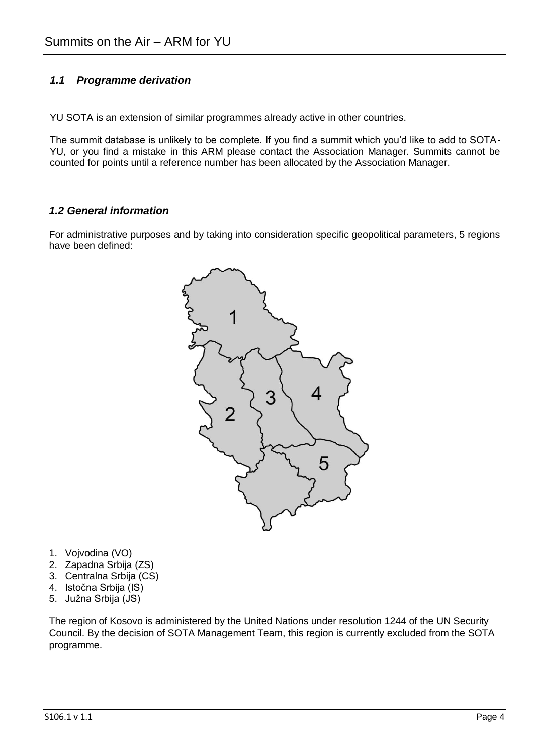### *1.1 Programme derivation*

YU SOTA is an extension of similar programmes already active in other countries.

The summit database is unlikely to be complete. If you find a summit which you'd like to add to SOTA-YU, or you find a mistake in this ARM please contact the Association Manager. Summits cannot be counted for points until a reference number has been allocated by the Association Manager.

### *1.2 General information*

For administrative purposes and by taking into consideration specific geopolitical parameters, 5 regions have been defined:

1. Vojvodina (VO)
2. Zapadna Srbija (ZS)
3. Centralna Srbija (CS)
4. Istočna Srbija (IS)
5. Južna Srbija (JS)

The region of Kosovo is administered by the United Nations under resolution 1244 of the UN Security Council. By the decision of SOTA Management Team, this region is currently excluded from the SOTA programme.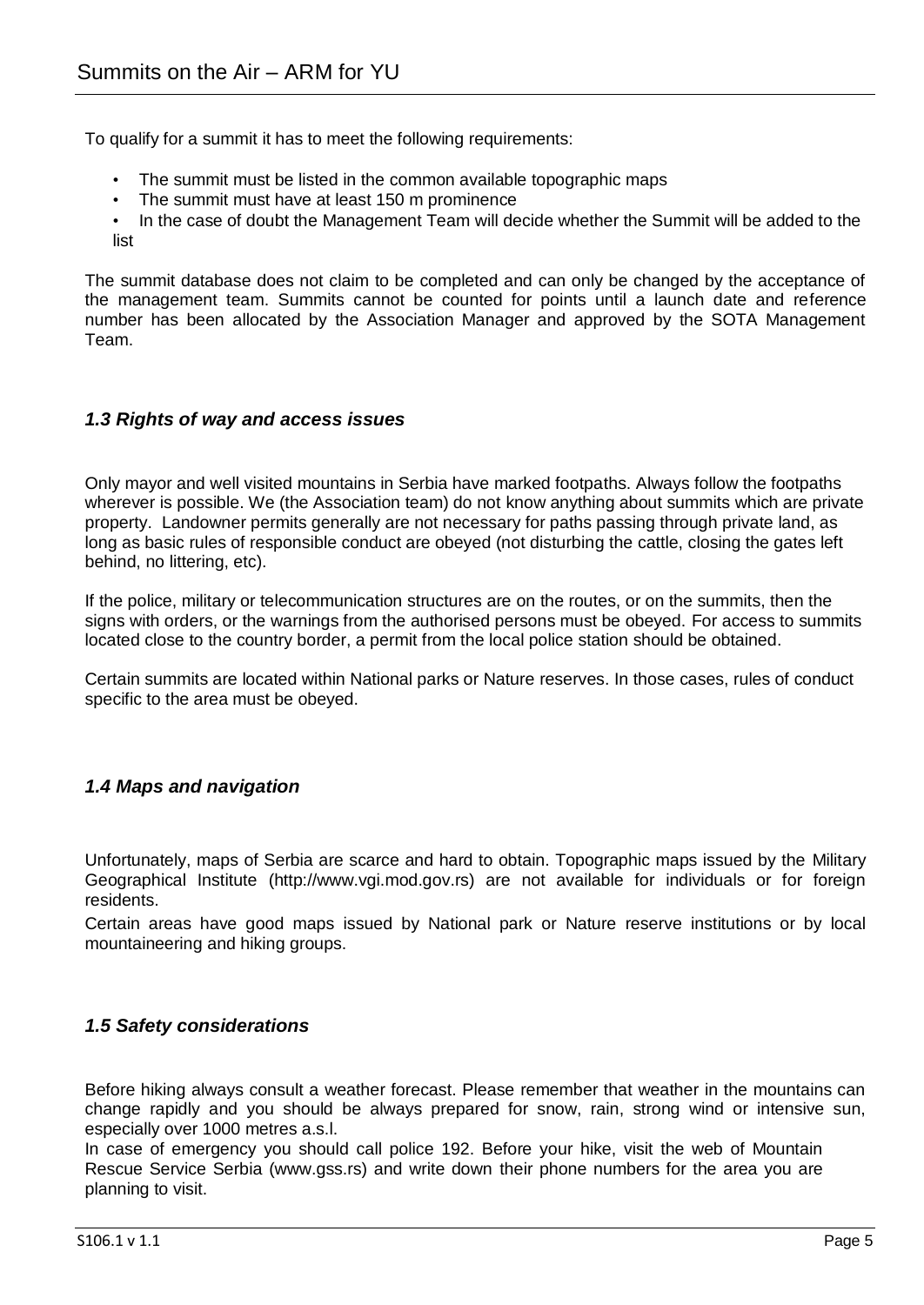To qualify for a summit it has to meet the following requirements:

- The summit must be listed in the common available topographic maps
- The summit must have at least 150 m prominence
- In the case of doubt the Management Team will decide whether the Summit will be added to the list

The summit database does not claim to be completed and can only be changed by the acceptance of the management team. Summits cannot be counted for points until a launch date and reference number has been allocated by the Association Manager and approved by the SOTA Management Team.

### *1.3 Rights of way and access issues*

Only mayor and well visited mountains in Serbia have marked footpaths. Always follow the footpaths wherever is possible. We (the Association team) do not know anything about summits which are private property. Landowner permits generally are not necessary for paths passing through private land, as long as basic rules of responsible conduct are obeyed (not disturbing the cattle, closing the gates left behind, no littering, etc).

If the police, military or telecommunication structures are on the routes, or on the summits, then the signs with orders, or the warnings from the authorised persons must be obeyed. For access to summits located close to the country border, a permit from the local police station should be obtained.

Certain summits are located within National parks or Nature reserves. In those cases, rules of conduct specific to the area must be obeyed.

### *1.4 Maps and navigation*

Unfortunately, maps of Serbia are scarce and hard to obtain. Topographic maps issued by the Military Geographical Institute (http://www.vgi.mod.gov.rs) are not available for individuals or for foreign residents.

Certain areas have good maps issued by National park or Nature reserve institutions or by local mountaineering and hiking groups.

### *1.5 Safety considerations*

Before hiking always consult a weather forecast. Please remember that weather in the mountains can change rapidly and you should be always prepared for snow, rain, strong wind or intensive sun, especially over 1000 metres a.s.l.

In case of emergency you should call police 192. Before your hike, visit the web of Mountain Rescue Service Serbia (www.gss.rs) and write down their phone numbers for the area you are planning to visit.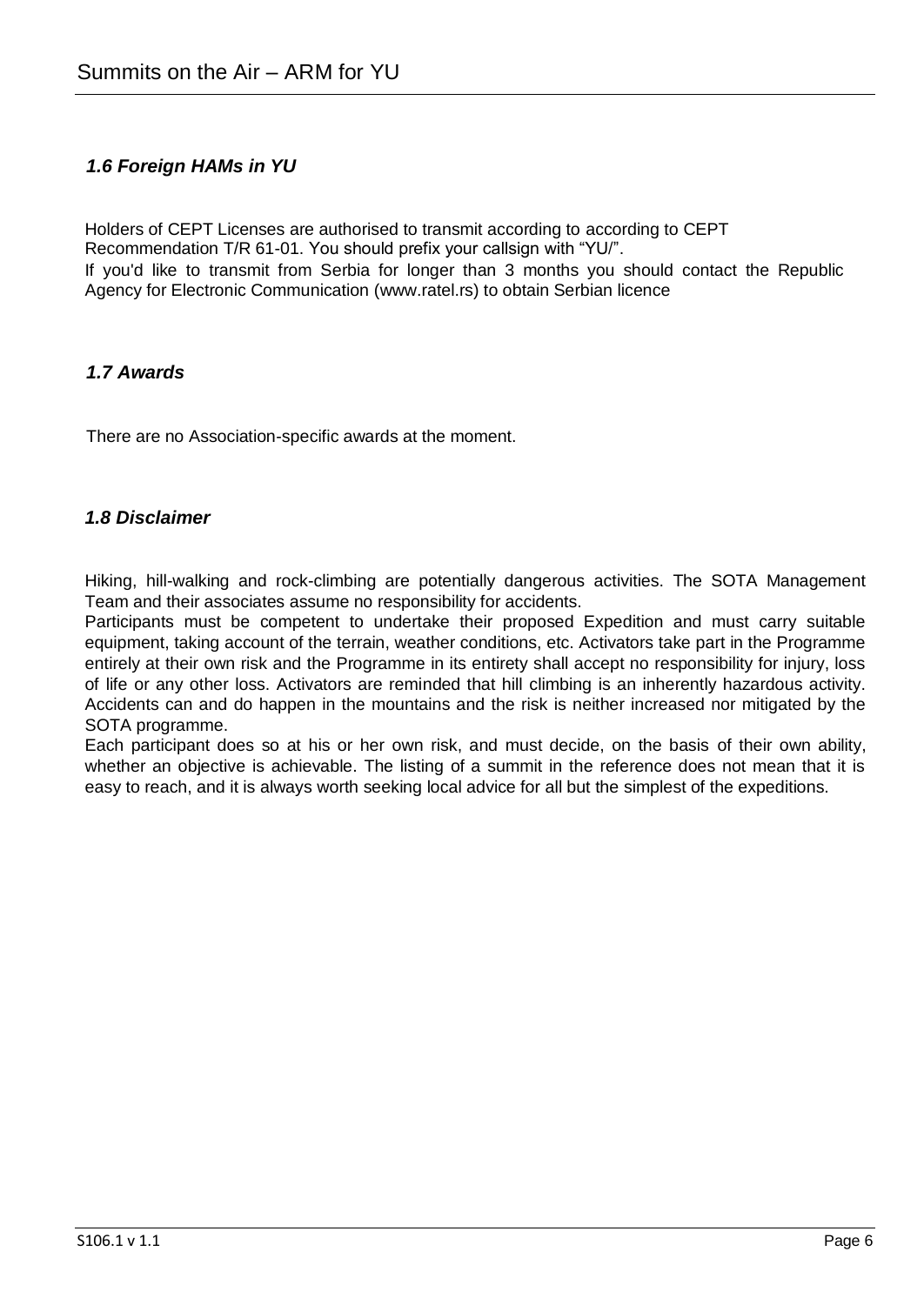### *1.6 Foreign HAMs in YU*

Holders of CEPT Licenses are authorised to transmit according to according to CEPT Recommendation T/R 61-01. You should prefix your callsign with "YU/".
If you'd like to transmit from Serbia for longer than 3 months you should contact the Republic Agency for Electronic Communication (www.ratel.rs) to obtain Serbian licence

### *1.7 Awards*

There are no Association-specific awards at the moment.

### *1.8 Disclaimer*

Hiking, hill-walking and rock-climbing are potentially dangerous activities. The SOTA Management Team and their associates assume no responsibility for accidents.
Participants must be competent to undertake their proposed Expedition and must carry suitable equipment, taking account of the terrain, weather conditions, etc. Activators take part in the Programme entirely at their own risk and the Programme in its entirety shall accept no responsibility for injury, loss of life or any other loss. Activators are reminded that hill climbing is an inherently hazardous activity. Accidents can and do happen in the mountains and the risk is neither increased nor mitigated by the SOTA programme.
Each participant does so at his or her own risk, and must decide, on the basis of their own ability, whether an objective is achievable. The listing of a summit in the reference does not mean that it is easy to reach, and it is always worth seeking local advice for all but the simplest of the expeditions.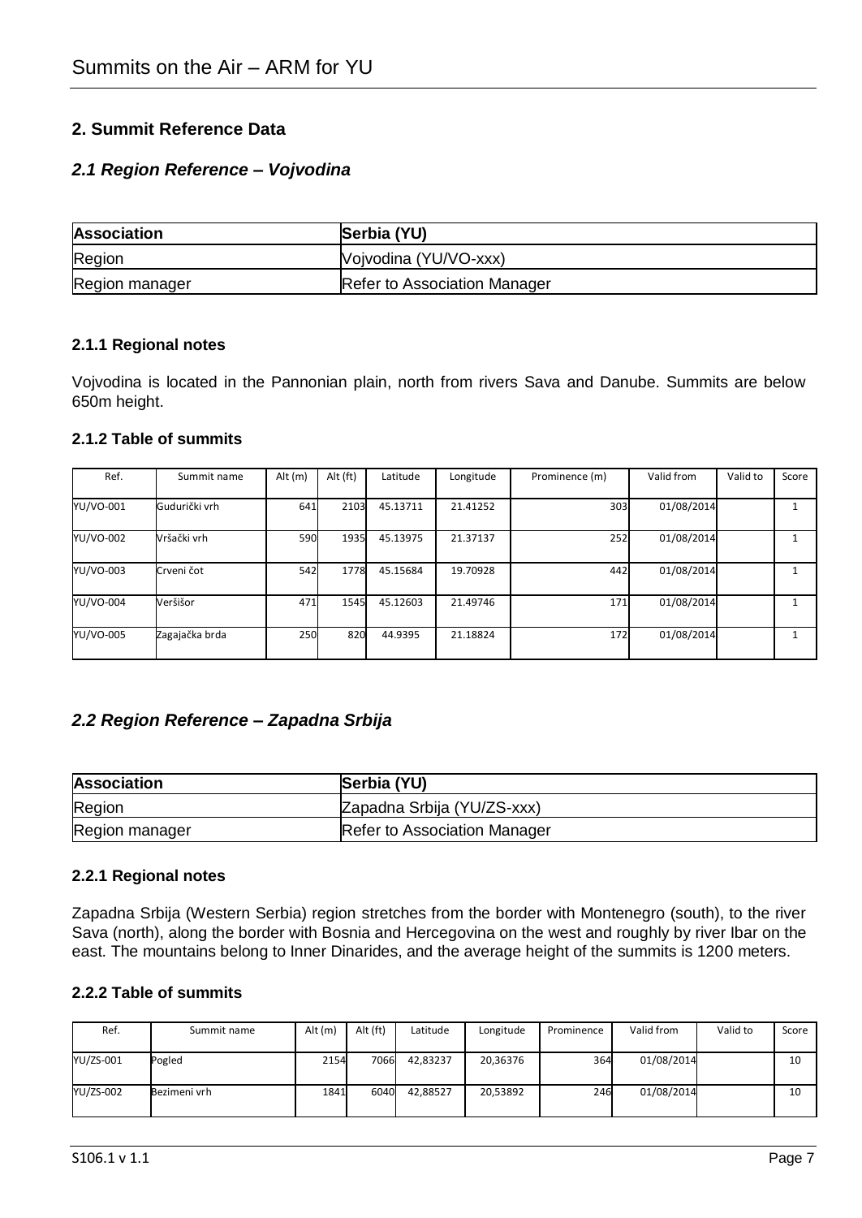## 2. Summit Reference Data

### *2.1 Region Reference – Vojvodina*

| **Association** | **Serbia (YU)** |
|---|---|
| Region | Vojvodina (YU/VO-xxx) |
| Region manager | Refer to Association Manager |

#### 2.1.1 Regional notes

Vojvodina is located in the Pannonian plain, north from rivers Sava and Danube. Summits are below 650m height.

#### 2.1.2 Table of summits

| Ref. | Summit name | Alt (m) | Alt (ft) | Latitude | Longitude | Prominence (m) | Valid from | Valid to | Score |
|---|---|---|---|---|---|---|---|---|---|
| YU/VO-001 | Gudurički vrh | 641 | 2103 | 45.13711 | 21.41252 | 303 | 01/08/2014 | | 1 |
| YU/VO-002 | Vršački vrh | 590 | 1935 | 45.13975 | 21.37137 | 252 | 01/08/2014 | | 1 |
| YU/VO-003 | Crveni čot | 542 | 1778 | 45.15684 | 19.70928 | 442 | 01/08/2014 | | 1 |
| YU/VO-004 | Veršišor | 471 | 1545 | 45.12603 | 21.49746 | 171 | 01/08/2014 | | 1 |
| YU/VO-005 | Zagajačka brda | 250 | 820 | 44.9395 | 21.18824 | 172 | 01/08/2014 | | 1 |

### *2.2 Region Reference – Zapadna Srbija*

| **Association** | **Serbia (YU)** |
|---|---|
| Region | Zapadna Srbija (YU/ZS-xxx) |
| Region manager | Refer to Association Manager |

#### 2.2.1 Regional notes

Zapadna Srbija (Western Serbia) region stretches from the border with Montenegro (south), to the river Sava (north), along the border with Bosnia and Hercegovina on the west and roughly by river Ibar on the east. The mountains belong to Inner Dinarides, and the average height of the summits is 1200 meters.

#### 2.2.2 Table of summits

| Ref. | Summit name | Alt (m) | Alt (ft) | Latitude | Longitude | Prominence | Valid from | Valid to | Score |
|---|---|---|---|---|---|---|---|---|---|
| YU/ZS-001 | Pogled | 2154 | 7066 | 42,83237 | 20,36376 | 364 | 01/08/2014 | | 10 |
| YU/ZS-002 | Bezimeni vrh | 1841 | 6040 | 42,88527 | 20,53892 | 246 | 01/08/2014 | | 10 |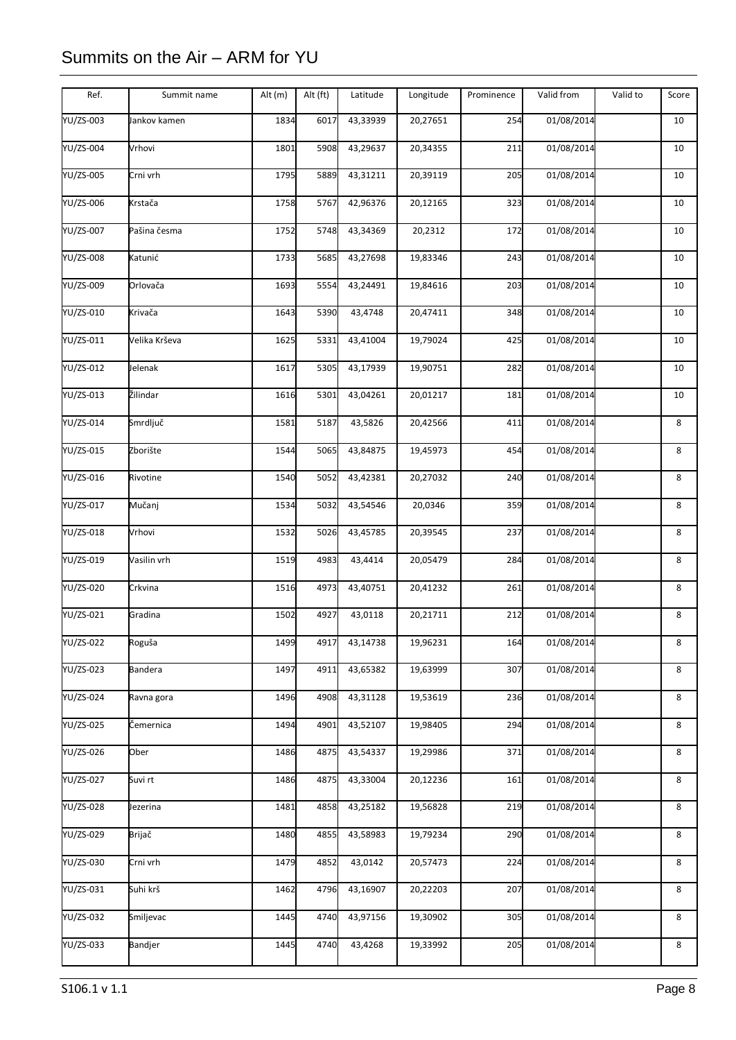# Summits on the Air – ARM for YU

| Ref. | Summit name | Alt (m) | Alt (ft) | Latitude | Longitude | Prominence | Valid from | Valid to | Score |
|---|---|---|---|---|---|---|---|---|---|
| YU/ZS-003 | Jankov kamen | 1834 | 6017 | 43,33939 | 20,27651 | 254 | 01/08/2014 | | 10 |
| YU/ZS-004 | Vrhovi | 1801 | 5908 | 43,29637 | 20,34355 | 211 | 01/08/2014 | | 10 |
| YU/ZS-005 | Crni vrh | 1795 | 5889 | 43,31211 | 20,39119 | 205 | 01/08/2014 | | 10 |
| YU/ZS-006 | Krstača | 1758 | 5767 | 42,96376 | 20,12165 | 323 | 01/08/2014 | | 10 |
| YU/ZS-007 | Pašina česma | 1752 | 5748 | 43,34369 | 20,2312 | 172 | 01/08/2014 | | 10 |
| YU/ZS-008 | Katunić | 1733 | 5685 | 43,27698 | 19,83346 | 243 | 01/08/2014 | | 10 |
| YU/ZS-009 | Orlovača | 1693 | 5554 | 43,24491 | 19,84616 | 203 | 01/08/2014 | | 10 |
| YU/ZS-010 | Krivača | 1643 | 5390 | 43,4748 | 20,47411 | 348 | 01/08/2014 | | 10 |
| YU/ZS-011 | Velika Krševa | 1625 | 5331 | 43,41004 | 19,79024 | 425 | 01/08/2014 | | 10 |
| YU/ZS-012 | Jelenak | 1617 | 5305 | 43,17939 | 19,90751 | 282 | 01/08/2014 | | 10 |
| YU/ZS-013 | Žilindar | 1616 | 5301 | 43,04261 | 20,01217 | 181 | 01/08/2014 | | 10 |
| YU/ZS-014 | Smrdljuč | 1581 | 5187 | 43,5826 | 20,42566 | 411 | 01/08/2014 | | 8 |
| YU/ZS-015 | Zborište | 1544 | 5065 | 43,84875 | 19,45973 | 454 | 01/08/2014 | | 8 |
| YU/ZS-016 | Rivotine | 1540 | 5052 | 43,42381 | 20,27032 | 240 | 01/08/2014 | | 8 |
| YU/ZS-017 | Mučanj | 1534 | 5032 | 43,54546 | 20,0346 | 359 | 01/08/2014 | | 8 |
| YU/ZS-018 | Vrhovi | 1532 | 5026 | 43,45785 | 20,39545 | 237 | 01/08/2014 | | 8 |
| YU/ZS-019 | Vasilin vrh | 1519 | 4983 | 43,4414 | 20,05479 | 284 | 01/08/2014 | | 8 |
| YU/ZS-020 | Crkvina | 1516 | 4973 | 43,40751 | 20,41232 | 261 | 01/08/2014 | | 8 |
| YU/ZS-021 | Gradina | 1502 | 4927 | 43,0118 | 20,21711 | 212 | 01/08/2014 | | 8 |
| YU/ZS-022 | Roguša | 1499 | 4917 | 43,14738 | 19,96231 | 164 | 01/08/2014 | | 8 |
| YU/ZS-023 | Bandera | 1497 | 4911 | 43,65382 | 19,63999 | 307 | 01/08/2014 | | 8 |
| YU/ZS-024 | Ravna gora | 1496 | 4908 | 43,31128 | 19,53619 | 236 | 01/08/2014 | | 8 |
| YU/ZS-025 | Čemernica | 1494 | 4901 | 43,52107 | 19,98405 | 294 | 01/08/2014 | | 8 |
| YU/ZS-026 | Ober | 1486 | 4875 | 43,54337 | 19,29986 | 371 | 01/08/2014 | | 8 |
| YU/ZS-027 | Suvi rt | 1486 | 4875 | 43,33004 | 20,12236 | 161 | 01/08/2014 | | 8 |
| YU/ZS-028 | Jezerina | 1481 | 4858 | 43,25182 | 19,56828 | 219 | 01/08/2014 | | 8 |
| YU/ZS-029 | Brijač | 1480 | 4855 | 43,58983 | 19,79234 | 290 | 01/08/2014 | | 8 |
| YU/ZS-030 | Crni vrh | 1479 | 4852 | 43,0142 | 20,57473 | 224 | 01/08/2014 | | 8 |
| YU/ZS-031 | Suhi krš | 1462 | 4796 | 43,16907 | 20,22203 | 207 | 01/08/2014 | | 8 |
| YU/ZS-032 | Smiljevac | 1445 | 4740 | 43,97156 | 19,30902 | 305 | 01/08/2014 | | 8 |
| YU/ZS-033 | Bandjer | 1445 | 4740 | 43,4268 | 19,33992 | 205 | 01/08/2014 | | 8 |

S106.1 v 1.1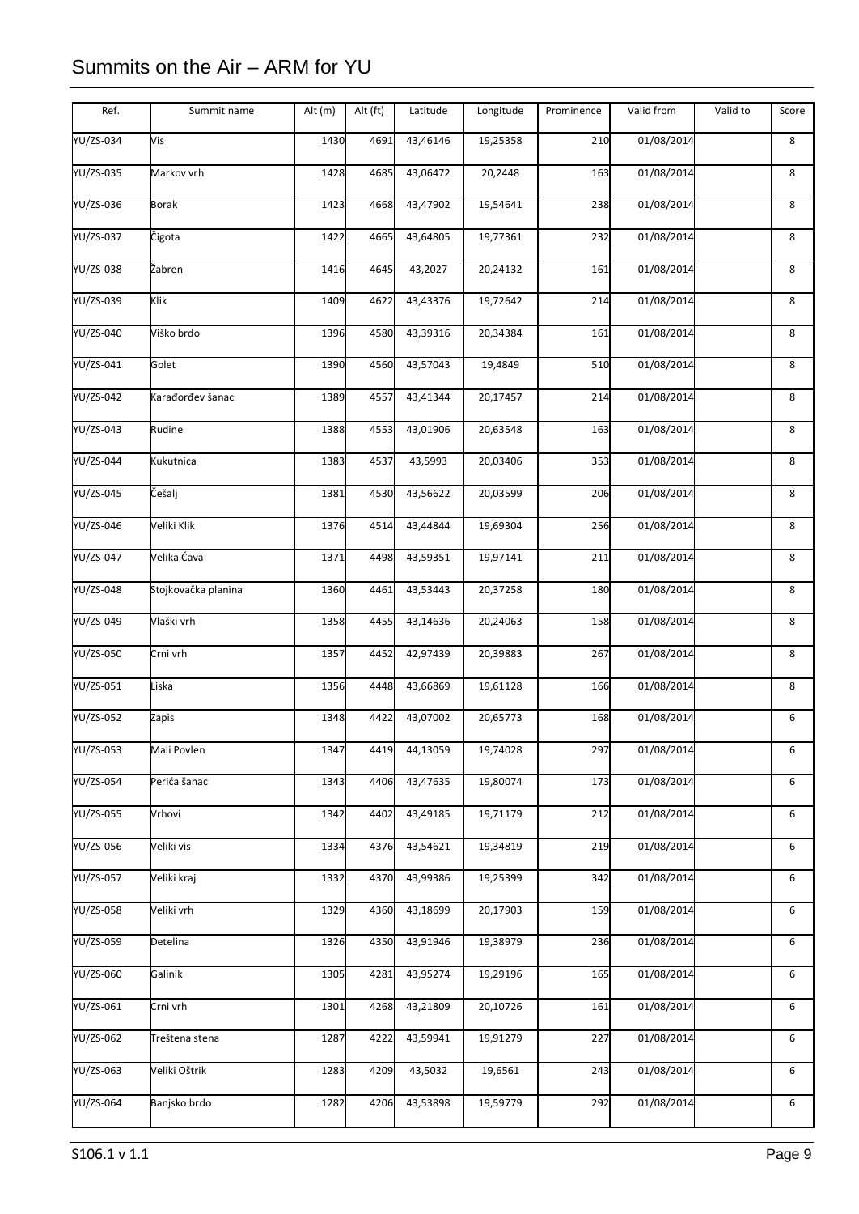| Ref. | Summit name | Alt (m) | Alt (ft) | Latitude | Longitude | Prominence | Valid from | Valid to | Score |
|---|---|---|---|---|---|---|---|---|---|
| YU/ZS-034 | Vis | 1430 | 4691 | 43,46146 | 19,25358 | 210 | 01/08/2014 | | 8 |
| YU/ZS-035 | Markov vrh | 1428 | 4685 | 43,06472 | 20,2448 | 163 | 01/08/2014 | | 8 |
| YU/ZS-036 | Borak | 1423 | 4668 | 43,47902 | 19,54641 | 238 | 01/08/2014 | | 8 |
| YU/ZS-037 | Čigota | 1422 | 4665 | 43,64805 | 19,77361 | 232 | 01/08/2014 | | 8 |
| YU/ZS-038 | Žabren | 1416 | 4645 | 43,2027 | 20,24132 | 161 | 01/08/2014 | | 8 |
| YU/ZS-039 | Klik | 1409 | 4622 | 43,43376 | 19,72642 | 214 | 01/08/2014 | | 8 |
| YU/ZS-040 | Viško brdo | 1396 | 4580 | 43,39316 | 20,34384 | 161 | 01/08/2014 | | 8 |
| YU/ZS-041 | Golet | 1390 | 4560 | 43,57043 | 19,4849 | 510 | 01/08/2014 | | 8 |
| YU/ZS-042 | Karađorđev šanac | 1389 | 4557 | 43,41344 | 20,17457 | 214 | 01/08/2014 | | 8 |
| YU/ZS-043 | Rudine | 1388 | 4553 | 43,01906 | 20,63548 | 163 | 01/08/2014 | | 8 |
| YU/ZS-044 | Kukutnica | 1383 | 4537 | 43,5993 | 20,03406 | 353 | 01/08/2014 | | 8 |
| YU/ZS-045 | Češalj | 1381 | 4530 | 43,56622 | 20,03599 | 206 | 01/08/2014 | | 8 |
| YU/ZS-046 | Veliki Klik | 1376 | 4514 | 43,44844 | 19,69304 | 256 | 01/08/2014 | | 8 |
| YU/ZS-047 | Velika Ćava | 1371 | 4498 | 43,59351 | 19,97141 | 211 | 01/08/2014 | | 8 |
| YU/ZS-048 | Stojkovačka planina | 1360 | 4461 | 43,53443 | 20,37258 | 180 | 01/08/2014 | | 8 |
| YU/ZS-049 | Vlaški vrh | 1358 | 4455 | 43,14636 | 20,24063 | 158 | 01/08/2014 | | 8 |
| YU/ZS-050 | Crni vrh | 1357 | 4452 | 42,97439 | 20,39883 | 267 | 01/08/2014 | | 8 |
| YU/ZS-051 | Liska | 1356 | 4448 | 43,66869 | 19,61128 | 166 | 01/08/2014 | | 8 |
| YU/ZS-052 | Zapis | 1348 | 4422 | 43,07002 | 20,65773 | 168 | 01/08/2014 | | 6 |
| YU/ZS-053 | Mali Povlen | 1347 | 4419 | 44,13059 | 19,74028 | 297 | 01/08/2014 | | 6 |
| YU/ZS-054 | Perića šanac | 1343 | 4406 | 43,47635 | 19,80074 | 173 | 01/08/2014 | | 6 |
| YU/ZS-055 | Vrhovi | 1342 | 4402 | 43,49185 | 19,71179 | 212 | 01/08/2014 | | 6 |
| YU/ZS-056 | Veliki vis | 1334 | 4376 | 43,54621 | 19,34819 | 219 | 01/08/2014 | | 6 |
| YU/ZS-057 | Veliki kraj | 1332 | 4370 | 43,99386 | 19,25399 | 342 | 01/08/2014 | | 6 |
| YU/ZS-058 | Veliki vrh | 1329 | 4360 | 43,18699 | 20,17903 | 159 | 01/08/2014 | | 6 |
| YU/ZS-059 | Detelina | 1326 | 4350 | 43,91946 | 19,38979 | 236 | 01/08/2014 | | 6 |
| YU/ZS-060 | Galinik | 1305 | 4281 | 43,95274 | 19,29196 | 165 | 01/08/2014 | | 6 |
| YU/ZS-061 | Crni vrh | 1301 | 4268 | 43,21809 | 20,10726 | 161 | 01/08/2014 | | 6 |
| YU/ZS-062 | Treštena stena | 1287 | 4222 | 43,59941 | 19,91279 | 227 | 01/08/2014 | | 6 |
| YU/ZS-063 | Veliki Oštrik | 1283 | 4209 | 43,5032 | 19,6561 | 243 | 01/08/2014 | | 6 |
| YU/ZS-064 | Banjsko brdo | 1282 | 4206 | 43,53898 | 19,59779 | 292 | 01/08/2014 | | 6 |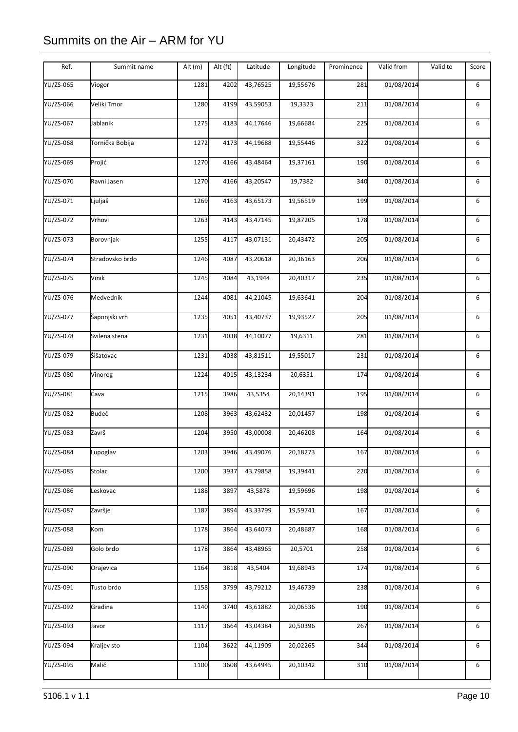# Summits on the Air – ARM for YU

| Ref. | Summit name | Alt (m) | Alt (ft) | Latitude | Longitude | Prominence | Valid from | Valid to | Score |
|---|---|---|---|---|---|---|---|---|---|
| YU/ZS-065 | Viogor | 1281 | 4202 | 43,76525 | 19,55676 | 281 | 01/08/2014 | | 6 |
| YU/ZS-066 | Veliki Tmor | 1280 | 4199 | 43,59053 | 19,3323 | 211 | 01/08/2014 | | 6 |
| YU/ZS-067 | Jablanik | 1275 | 4183 | 44,17646 | 19,66684 | 225 | 01/08/2014 | | 6 |
| YU/ZS-068 | Tornička Bobija | 1272 | 4173 | 44,19688 | 19,55446 | 322 | 01/08/2014 | | 6 |
| YU/ZS-069 | Projić | 1270 | 4166 | 43,48464 | 19,37161 | 190 | 01/08/2014 | | 6 |
| YU/ZS-070 | Ravni Jasen | 1270 | 4166 | 43,20547 | 19,7382 | 340 | 01/08/2014 | | 6 |
| YU/ZS-071 | Ljuljaš | 1269 | 4163 | 43,65173 | 19,56519 | 199 | 01/08/2014 | | 6 |
| YU/ZS-072 | Vrhovi | 1263 | 4143 | 43,47145 | 19,87205 | 178 | 01/08/2014 | | 6 |
| YU/ZS-073 | Borovnjak | 1255 | 4117 | 43,07131 | 20,43472 | 205 | 01/08/2014 | | 6 |
| YU/ZS-074 | Stradovsko brdo | 1246 | 4087 | 43,20618 | 20,36163 | 206 | 01/08/2014 | | 6 |
| YU/ZS-075 | Vinik | 1245 | 4084 | 43,1944 | 20,40317 | 235 | 01/08/2014 | | 6 |
| YU/ZS-076 | Medvednik | 1244 | 4081 | 44,21045 | 19,63641 | 204 | 01/08/2014 | | 6 |
| YU/ZS-077 | Šaponjski vrh | 1235 | 4051 | 43,40737 | 19,93527 | 205 | 01/08/2014 | | 6 |
| YU/ZS-078 | Svilena stena | 1231 | 4038 | 44,10077 | 19,6311 | 281 | 01/08/2014 | | 6 |
| YU/ZS-079 | Šišatovac | 1231 | 4038 | 43,81511 | 19,55017 | 231 | 01/08/2014 | | 6 |
| YU/ZS-080 | Vinorog | 1224 | 4015 | 43,13234 | 20,6351 | 174 | 01/08/2014 | | 6 |
| YU/ZS-081 | Čava | 1215 | 3986 | 43,5354 | 20,14391 | 195 | 01/08/2014 | | 6 |
| YU/ZS-082 | Budeč | 1208 | 3963 | 43,62432 | 20,01457 | 198 | 01/08/2014 | | 6 |
| YU/ZS-083 | Završ | 1204 | 3950 | 43,00008 | 20,46208 | 164 | 01/08/2014 | | 6 |
| YU/ZS-084 | Lupoglav | 1203 | 3946 | 43,49076 | 20,18273 | 167 | 01/08/2014 | | 6 |
| YU/ZS-085 | Stolac | 1200 | 3937 | 43,79858 | 19,39441 | 220 | 01/08/2014 | | 6 |
| YU/ZS-086 | Leskovac | 1188 | 3897 | 43,5878 | 19,59696 | 198 | 01/08/2014 | | 6 |
| YU/ZS-087 | Završje | 1187 | 3894 | 43,33799 | 19,59741 | 167 | 01/08/2014 | | 6 |
| YU/ZS-088 | Kom | 1178 | 3864 | 43,64073 | 20,48687 | 168 | 01/08/2014 | | 6 |
| YU/ZS-089 | Golo brdo | 1178 | 3864 | 43,48965 | 20,5701 | 258 | 01/08/2014 | | 6 |
| YU/ZS-090 | Orajevica | 1164 | 3818 | 43,5404 | 19,68943 | 174 | 01/08/2014 | | 6 |
| YU/ZS-091 | Tusto brdo | 1158 | 3799 | 43,79212 | 19,46739 | 238 | 01/08/2014 | | 6 |
| YU/ZS-092 | Gradina | 1140 | 3740 | 43,61882 | 20,06536 | 190 | 01/08/2014 | | 6 |
| YU/ZS-093 | Javor | 1117 | 3664 | 43,04384 | 20,50396 | 267 | 01/08/2014 | | 6 |
| YU/ZS-094 | Kraljev sto | 1104 | 3622 | 44,11909 | 20,02265 | 344 | 01/08/2014 | | 6 |
| YU/ZS-095 | Malič | 1100 | 3608 | 43,64945 | 20,10342 | 310 | 01/08/2014 | | 6 |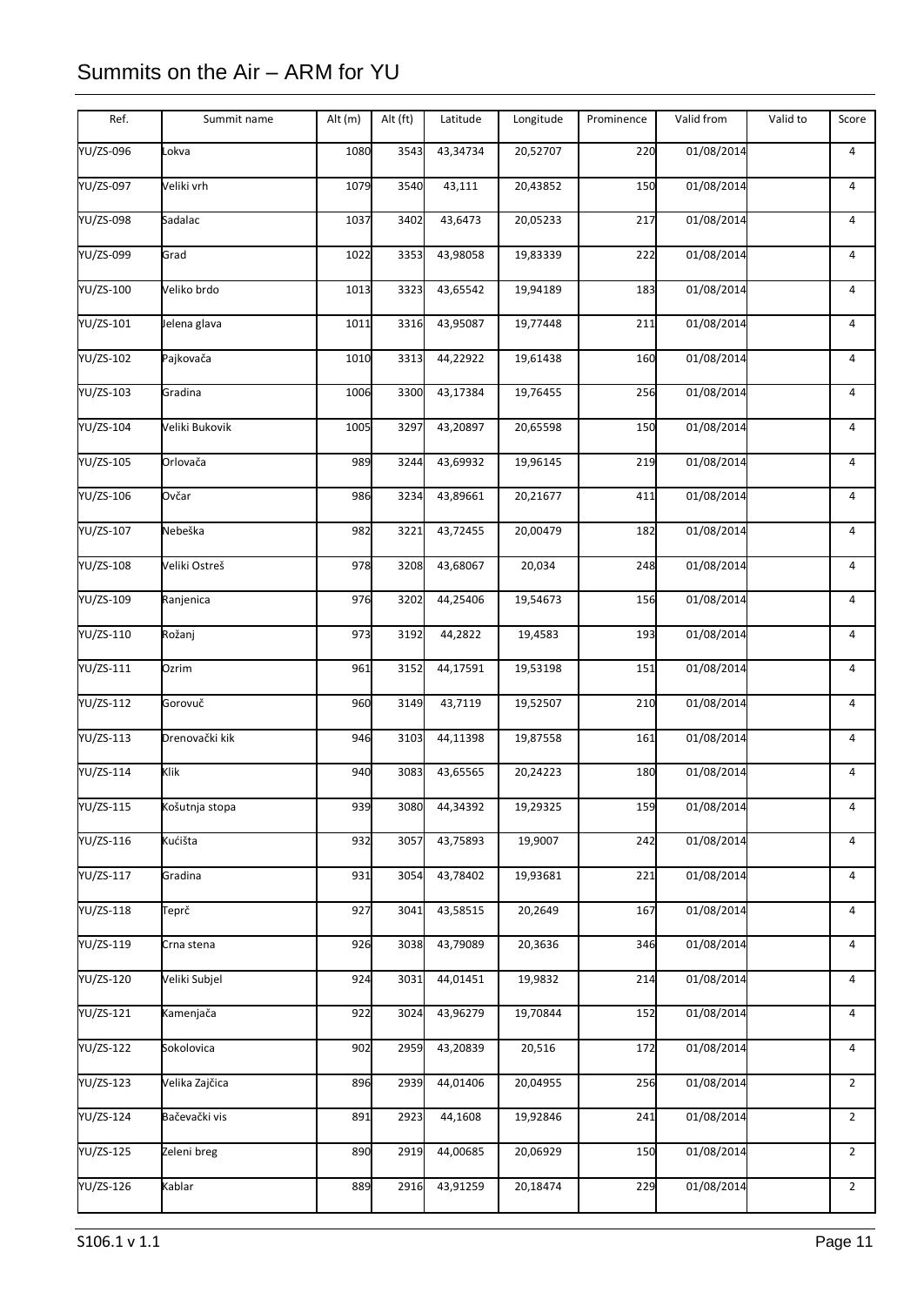| Ref. | Summit name | Alt (m) | Alt (ft) | Latitude | Longitude | Prominence | Valid from | Valid to | Score |
|---|---|---|---|---|---|---|---|---|---|
| YU/ZS-096 | Lokva | 1080 | 3543 | 43,34734 | 20,52707 | 220 | 01/08/2014 | | 4 |
| YU/ZS-097 | Veliki vrh | 1079 | 3540 | 43,111 | 20,43852 | 150 | 01/08/2014 | | 4 |
| YU/ZS-098 | Sadalac | 1037 | 3402 | 43,6473 | 20,05233 | 217 | 01/08/2014 | | 4 |
| YU/ZS-099 | Grad | 1022 | 3353 | 43,98058 | 19,83339 | 222 | 01/08/2014 | | 4 |
| YU/ZS-100 | Veliko brdo | 1013 | 3323 | 43,65542 | 19,94189 | 183 | 01/08/2014 | | 4 |
| YU/ZS-101 | Jelena glava | 1011 | 3316 | 43,95087 | 19,77448 | 211 | 01/08/2014 | | 4 |
| YU/ZS-102 | Pajkovača | 1010 | 3313 | 44,22922 | 19,61438 | 160 | 01/08/2014 | | 4 |
| YU/ZS-103 | Gradina | 1006 | 3300 | 43,17384 | 19,76455 | 256 | 01/08/2014 | | 4 |
| YU/ZS-104 | Veliki Bukovik | 1005 | 3297 | 43,20897 | 20,65598 | 150 | 01/08/2014 | | 4 |
| YU/ZS-105 | Orlovača | 989 | 3244 | 43,69932 | 19,96145 | 219 | 01/08/2014 | | 4 |
| YU/ZS-106 | Ovčar | 986 | 3234 | 43,89661 | 20,21677 | 411 | 01/08/2014 | | 4 |
| YU/ZS-107 | Nebeška | 982 | 3221 | 43,72455 | 20,00479 | 182 | 01/08/2014 | | 4 |
| YU/ZS-108 | Veliki Ostreš | 978 | 3208 | 43,68067 | 20,034 | 248 | 01/08/2014 | | 4 |
| YU/ZS-109 | Ranjenica | 976 | 3202 | 44,25406 | 19,54673 | 156 | 01/08/2014 | | 4 |
| YU/ZS-110 | Rožanj | 973 | 3192 | 44,2822 | 19,4583 | 193 | 01/08/2014 | | 4 |
| YU/ZS-111 | Ozrim | 961 | 3152 | 44,17591 | 19,53198 | 151 | 01/08/2014 | | 4 |
| YU/ZS-112 | Gorovuč | 960 | 3149 | 43,7119 | 19,52507 | 210 | 01/08/2014 | | 4 |
| YU/ZS-113 | Drenovački kik | 946 | 3103 | 44,11398 | 19,87558 | 161 | 01/08/2014 | | 4 |
| YU/ZS-114 | Klik | 940 | 3083 | 43,65565 | 20,24223 | 180 | 01/08/2014 | | 4 |
| YU/ZS-115 | Košutnja stopa | 939 | 3080 | 44,34392 | 19,29325 | 159 | 01/08/2014 | | 4 |
| YU/ZS-116 | Kućišta | 932 | 3057 | 43,75893 | 19,9007 | 242 | 01/08/2014 | | 4 |
| YU/ZS-117 | Gradina | 931 | 3054 | 43,78402 | 19,93681 | 221 | 01/08/2014 | | 4 |
| YU/ZS-118 | Teprč | 927 | 3041 | 43,58515 | 20,2649 | 167 | 01/08/2014 | | 4 |
| YU/ZS-119 | Crna stena | 926 | 3038 | 43,79089 | 20,3636 | 346 | 01/08/2014 | | 4 |
| YU/ZS-120 | Veliki Subjel | 924 | 3031 | 44,01451 | 19,9832 | 214 | 01/08/2014 | | 4 |
| YU/ZS-121 | Kamenjača | 922 | 3024 | 43,96279 | 19,70844 | 152 | 01/08/2014 | | 4 |
| YU/ZS-122 | Sokolovica | 902 | 2959 | 43,20839 | 20,516 | 172 | 01/08/2014 | | 4 |
| YU/ZS-123 | Velika Zajčica | 896 | 2939 | 44,01406 | 20,04955 | 256 | 01/08/2014 | | 2 |
| YU/ZS-124 | Bačevački vis | 891 | 2923 | 44,1608 | 19,92846 | 241 | 01/08/2014 | | 2 |
| YU/ZS-125 | Zeleni breg | 890 | 2919 | 44,00685 | 20,06929 | 150 | 01/08/2014 | | 2 |
| YU/ZS-126 | Kablar | 889 | 2916 | 43,91259 | 20,18474 | 229 | 01/08/2014 | | 2 |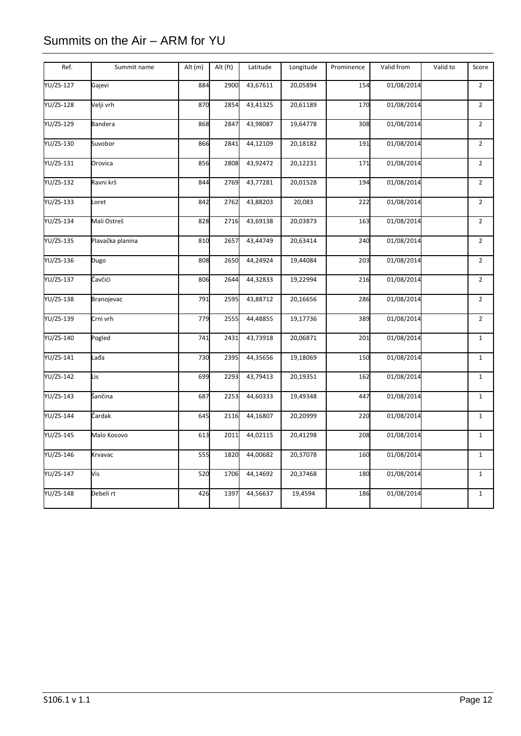| Ref. | Summit name | Alt (m) | Alt (ft) | Latitude | Longitude | Prominence | Valid from | Valid to | Score |
|---|---|---|---|---|---|---|---|---|---|
| YU/ZS-127 | Gajevi | 884 | 2900 | 43,67611 | 20,05894 | 154 | 01/08/2014 | | 2 |
| YU/ZS-128 | Velji vrh | 870 | 2854 | 43,41325 | 20,61189 | 170 | 01/08/2014 | | 2 |
| YU/ZS-129 | Bandera | 868 | 2847 | 43,98087 | 19,64778 | 308 | 01/08/2014 | | 2 |
| YU/ZS-130 | Suvobor | 866 | 2841 | 44,12109 | 20,18182 | 191 | 01/08/2014 | | 2 |
| YU/ZS-131 | Orovica | 856 | 2808 | 43,92472 | 20,12231 | 171 | 01/08/2014 | | 2 |
| YU/ZS-132 | Ravni krš | 844 | 2769 | 43,77281 | 20,01528 | 194 | 01/08/2014 | | 2 |
| YU/ZS-133 | Loret | 842 | 2762 | 43,88203 | 20,083 | 222 | 01/08/2014 | | 2 |
| YU/ZS-134 | Mali Ostreš | 828 | 2716 | 43,69138 | 20,03873 | 163 | 01/08/2014 | | 2 |
| YU/ZS-135 | Plavačka planina | 810 | 2657 | 43,44749 | 20,63414 | 240 | 01/08/2014 | | 2 |
| YU/ZS-136 | Dugo | 808 | 2650 | 44,24924 | 19,44084 | 203 | 01/08/2014 | | 2 |
| YU/ZS-137 | Čavčići | 806 | 2644 | 44,32833 | 19,22994 | 216 | 01/08/2014 | | 2 |
| YU/ZS-138 | Branojevac | 791 | 2595 | 43,88712 | 20,16656 | 286 | 01/08/2014 | | 2 |
| YU/ZS-139 | Crni vrh | 779 | 2555 | 44,48855 | 19,17736 | 389 | 01/08/2014 | | 2 |
| YU/ZS-140 | Pogled | 741 | 2431 | 43,73918 | 20,06871 | 201 | 01/08/2014 | | 1 |
| YU/ZS-141 | Lađa | 730 | 2395 | 44,35656 | 19,18069 | 150 | 01/08/2014 | | 1 |
| YU/ZS-142 | Lis | 699 | 2293 | 43,79413 | 20,19351 | 162 | 01/08/2014 | | 1 |
| YU/ZS-143 | Šančina | 687 | 2253 | 44,60333 | 19,49348 | 447 | 01/08/2014 | | 1 |
| YU/ZS-144 | Čardak | 645 | 2116 | 44,16807 | 20,20999 | 220 | 01/08/2014 | | 1 |
| YU/ZS-145 | Malo Kosovo | 613 | 2011 | 44,02115 | 20,41298 | 208 | 01/08/2014 | | 1 |
| YU/ZS-146 | Krvavac | 555 | 1820 | 44,00682 | 20,37078 | 160 | 01/08/2014 | | 1 |
| YU/ZS-147 | Vis | 520 | 1706 | 44,14692 | 20,37468 | 180 | 01/08/2014 | | 1 |
| YU/ZS-148 | Debeli rt | 426 | 1397 | 44,56637 | 19,4594 | 186 | 01/08/2014 | | 1 |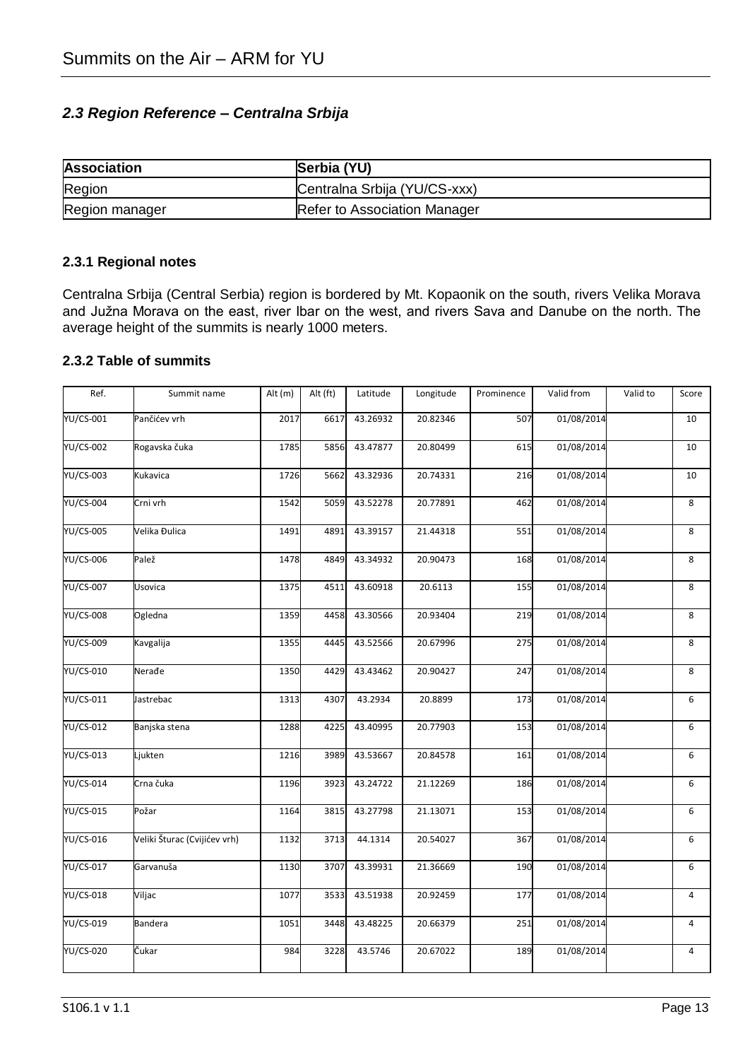## *2.3 Region Reference – Centralna Srbija*

| **Association** | **Serbia (YU)** |
|---|---|
| Region | Centralna Srbija (YU/CS-xxx) |
| Region manager | Refer to Association Manager |

### 2.3.1 Regional notes

Centralna Srbija (Central Serbia) region is bordered by Mt. Kopaonik on the south, rivers Velika Morava and Južna Morava on the east, river Ibar on the west, and rivers Sava and Danube on the north. The average height of the summits is nearly 1000 meters.

### 2.3.2 Table of summits

| Ref. | Summit name | Alt (m) | Alt (ft) | Latitude | Longitude | Prominence | Valid from | Valid to | Score |
|---|---|---|---|---|---|---|---|---|---|
| YU/CS-001 | Pančićev vrh | 2017 | 6617 | 43.26932 | 20.82346 | 507 | 01/08/2014 | | 10 |
| YU/CS-002 | Rogavska čuka | 1785 | 5856 | 43.47877 | 20.80499 | 615 | 01/08/2014 | | 10 |
| YU/CS-003 | Kukavica | 1726 | 5662 | 43.32936 | 20.74331 | 216 | 01/08/2014 | | 10 |
| YU/CS-004 | Crni vrh | 1542 | 5059 | 43.52278 | 20.77891 | 462 | 01/08/2014 | | 8 |
| YU/CS-005 | Velika Đulica | 1491 | 4891 | 43.39157 | 21.44318 | 551 | 01/08/2014 | | 8 |
| YU/CS-006 | Palež | 1478 | 4849 | 43.34932 | 20.90473 | 168 | 01/08/2014 | | 8 |
| YU/CS-007 | Usovica | 1375 | 4511 | 43.60918 | 20.6113 | 155 | 01/08/2014 | | 8 |
| YU/CS-008 | Ogledna | 1359 | 4458 | 43.30566 | 20.93404 | 219 | 01/08/2014 | | 8 |
| YU/CS-009 | Kavgalija | 1355 | 4445 | 43.52566 | 20.67996 | 275 | 01/08/2014 | | 8 |
| YU/CS-010 | Nerađe | 1350 | 4429 | 43.43462 | 20.90427 | 247 | 01/08/2014 | | 8 |
| YU/CS-011 | Jastrebac | 1313 | 4307 | 43.2934 | 20.8899 | 173 | 01/08/2014 | | 6 |
| YU/CS-012 | Banjska stena | 1288 | 4225 | 43.40995 | 20.77903 | 153 | 01/08/2014 | | 6 |
| YU/CS-013 | Ljukten | 1216 | 3989 | 43.53667 | 20.84578 | 161 | 01/08/2014 | | 6 |
| YU/CS-014 | Crna čuka | 1196 | 3923 | 43.24722 | 21.12269 | 186 | 01/08/2014 | | 6 |
| YU/CS-015 | Požar | 1164 | 3815 | 43.27798 | 21.13071 | 153 | 01/08/2014 | | 6 |
| YU/CS-016 | Veliki Šturac (Cvijićev vrh) | 1132 | 3713 | 44.1314 | 20.54027 | 367 | 01/08/2014 | | 6 |
| YU/CS-017 | Garvanuša | 1130 | 3707 | 43.39931 | 21.36669 | 190 | 01/08/2014 | | 6 |
| YU/CS-018 | Viljac | 1077 | 3533 | 43.51938 | 20.92459 | 177 | 01/08/2014 | | 4 |
| YU/CS-019 | Bandera | 1051 | 3448 | 43.48225 | 20.66379 | 251 | 01/08/2014 | | 4 |
| YU/CS-020 | Čukar | 984 | 3228 | 43.5746 | 20.67022 | 189 | 01/08/2014 | | 4 |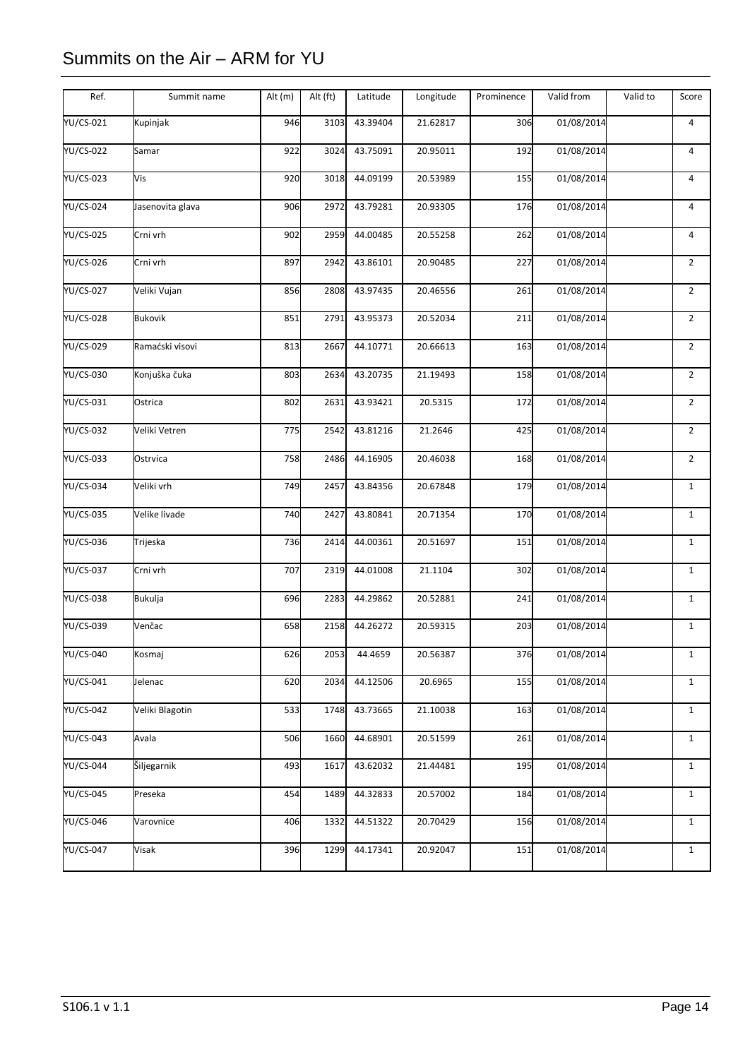| Ref. | Summit name | Alt (m) | Alt (ft) | Latitude | Longitude | Prominence | Valid from | Valid to | Score |
|---|---|---|---|---|---|---|---|---|---|
| YU/CS-021 | Kupinjak | 946 | 3103 | 43.39404 | 21.62817 | 306 | 01/08/2014 | | 4 |
| YU/CS-022 | Samar | 922 | 3024 | 43.75091 | 20.95011 | 192 | 01/08/2014 | | 4 |
| YU/CS-023 | Vis | 920 | 3018 | 44.09199 | 20.53989 | 155 | 01/08/2014 | | 4 |
| YU/CS-024 | Jasenovita glava | 906 | 2972 | 43.79281 | 20.93305 | 176 | 01/08/2014 | | 4 |
| YU/CS-025 | Crni vrh | 902 | 2959 | 44.00485 | 20.55258 | 262 | 01/08/2014 | | 4 |
| YU/CS-026 | Crni vrh | 897 | 2942 | 43.86101 | 20.90485 | 227 | 01/08/2014 | | 2 |
| YU/CS-027 | Veliki Vujan | 856 | 2808 | 43.97435 | 20.46556 | 261 | 01/08/2014 | | 2 |
| YU/CS-028 | Bukovik | 851 | 2791 | 43.95373 | 20.52034 | 211 | 01/08/2014 | | 2 |
| YU/CS-029 | Ramaćski visovi | 813 | 2667 | 44.10771 | 20.66613 | 163 | 01/08/2014 | | 2 |
| YU/CS-030 | Konjuška čuka | 803 | 2634 | 43.20735 | 21.19493 | 158 | 01/08/2014 | | 2 |
| YU/CS-031 | Ostrica | 802 | 2631 | 43.93421 | 20.5315 | 172 | 01/08/2014 | | 2 |
| YU/CS-032 | Veliki Vetren | 775 | 2542 | 43.81216 | 21.2646 | 425 | 01/08/2014 | | 2 |
| YU/CS-033 | Ostrvica | 758 | 2486 | 44.16905 | 20.46038 | 168 | 01/08/2014 | | 2 |
| YU/CS-034 | Veliki vrh | 749 | 2457 | 43.84356 | 20.67848 | 179 | 01/08/2014 | | 1 |
| YU/CS-035 | Velike livade | 740 | 2427 | 43.80841 | 20.71354 | 170 | 01/08/2014 | | 1 |
| YU/CS-036 | Trijeska | 736 | 2414 | 44.00361 | 20.51697 | 151 | 01/08/2014 | | 1 |
| YU/CS-037 | Crni vrh | 707 | 2319 | 44.01008 | 21.1104 | 302 | 01/08/2014 | | 1 |
| YU/CS-038 | Bukulja | 696 | 2283 | 44.29862 | 20.52881 | 241 | 01/08/2014 | | 1 |
| YU/CS-039 | Venčac | 658 | 2158 | 44.26272 | 20.59315 | 203 | 01/08/2014 | | 1 |
| YU/CS-040 | Kosmaj | 626 | 2053 | 44.4659 | 20.56387 | 376 | 01/08/2014 | | 1 |
| YU/CS-041 | Jelenac | 620 | 2034 | 44.12506 | 20.6965 | 155 | 01/08/2014 | | 1 |
| YU/CS-042 | Veliki Blagotin | 533 | 1748 | 43.73665 | 21.10038 | 163 | 01/08/2014 | | 1 |
| YU/CS-043 | Avala | 506 | 1660 | 44.68901 | 20.51599 | 261 | 01/08/2014 | | 1 |
| YU/CS-044 | Šiljegarnik | 493 | 1617 | 43.62032 | 21.44481 | 195 | 01/08/2014 | | 1 |
| YU/CS-045 | Preseka | 454 | 1489 | 44.32833 | 20.57002 | 184 | 01/08/2014 | | 1 |
| YU/CS-046 | Varovnice | 406 | 1332 | 44.51322 | 20.70429 | 156 | 01/08/2014 | | 1 |
| YU/CS-047 | Visak | 396 | 1299 | 44.17341 | 20.92047 | 151 | 01/08/2014 | | 1 |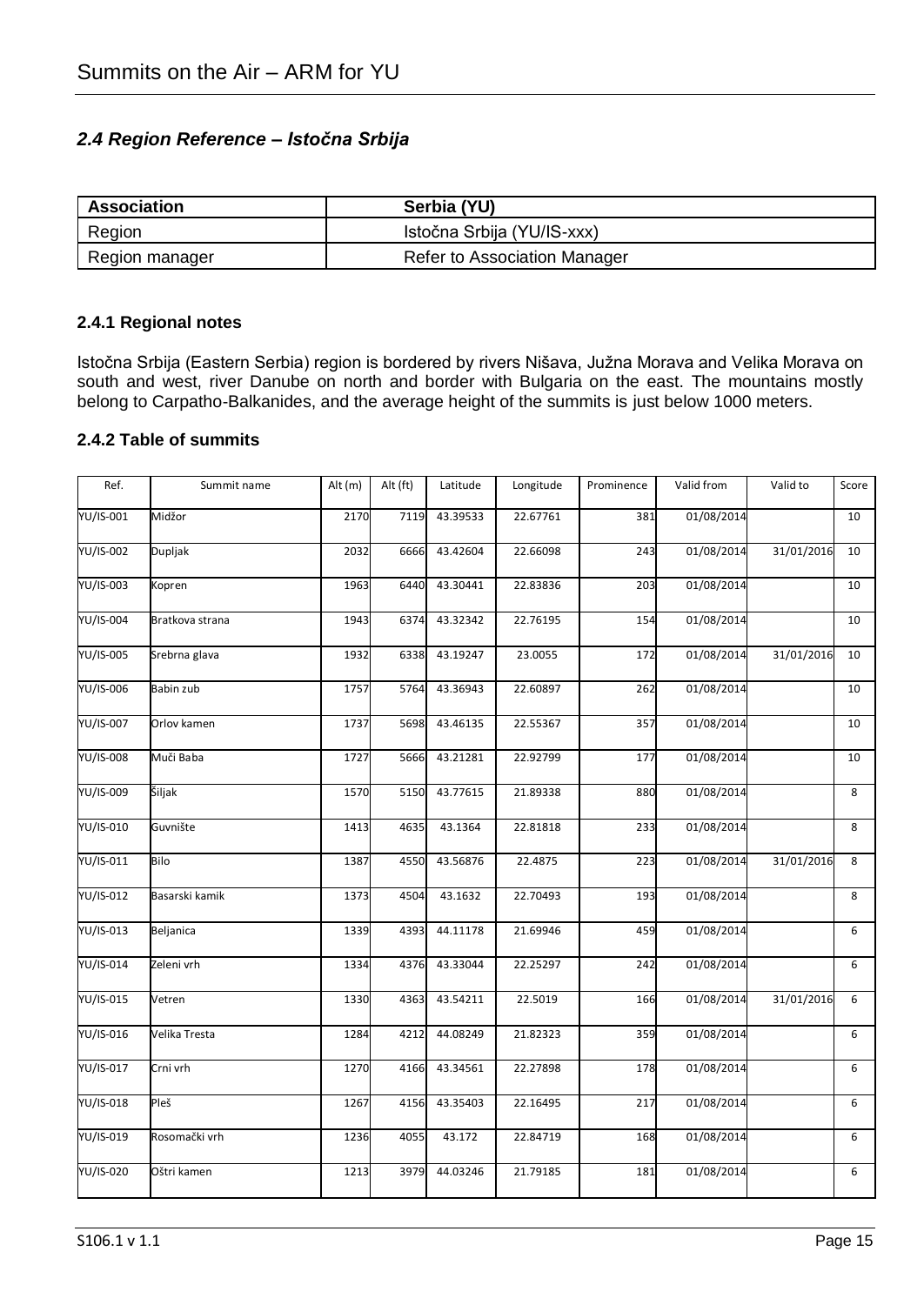### 2.4 Region Reference – Istočna Srbija

| Association | Serbia (YU) |
|---|---|
| Region | Istočna Srbija (YU/IS-xxx) |
| Region manager | Refer to Association Manager |

#### 2.4.1 Regional notes

Istočna Srbija (Eastern Serbia) region is bordered by rivers Nišava, Južna Morava and Velika Morava on south and west, river Danube on north and border with Bulgaria on the east. The mountains mostly belong to Carpatho-Balkanides, and the average height of the summits is just below 1000 meters.

#### 2.4.2 Table of summits

| Ref. | Summit name | Alt (m) | Alt (ft) | Latitude | Longitude | Prominence | Valid from | Valid to | Score |
|---|---|---|---|---|---|---|---|---|---|
| YU/IS-001 | Midžor | 2170 | 7119 | 43.39533 | 22.67761 | 381 | 01/08/2014 | | 10 |
| YU/IS-002 | Dupljak | 2032 | 6666 | 43.42604 | 22.66098 | 243 | 01/08/2014 | 31/01/2016 | 10 |
| YU/IS-003 | Kopren | 1963 | 6440 | 43.30441 | 22.83836 | 203 | 01/08/2014 | | 10 |
| YU/IS-004 | Bratkova strana | 1943 | 6374 | 43.32342 | 22.76195 | 154 | 01/08/2014 | | 10 |
| YU/IS-005 | Srebrna glava | 1932 | 6338 | 43.19247 | 23.0055 | 172 | 01/08/2014 | 31/01/2016 | 10 |
| YU/IS-006 | Babin zub | 1757 | 5764 | 43.36943 | 22.60897 | 262 | 01/08/2014 | | 10 |
| YU/IS-007 | Orlov kamen | 1737 | 5698 | 43.46135 | 22.55367 | 357 | 01/08/2014 | | 10 |
| YU/IS-008 | Muči Baba | 1727 | 5666 | 43.21281 | 22.92799 | 177 | 01/08/2014 | | 10 |
| YU/IS-009 | Šiljak | 1570 | 5150 | 43.77615 | 21.89338 | 880 | 01/08/2014 | | 8 |
| YU/IS-010 | Guvnište | 1413 | 4635 | 43.1364 | 22.81818 | 233 | 01/08/2014 | | 8 |
| YU/IS-011 | Bilo | 1387 | 4550 | 43.56876 | 22.4875 | 223 | 01/08/2014 | 31/01/2016 | 8 |
| YU/IS-012 | Basarski kamik | 1373 | 4504 | 43.1632 | 22.70493 | 193 | 01/08/2014 | | 8 |
| YU/IS-013 | Beljanica | 1339 | 4393 | 44.11178 | 21.69946 | 459 | 01/08/2014 | | 6 |
| YU/IS-014 | Zeleni vrh | 1334 | 4376 | 43.33044 | 22.25297 | 242 | 01/08/2014 | | 6 |
| YU/IS-015 | Vetren | 1330 | 4363 | 43.54211 | 22.5019 | 166 | 01/08/2014 | 31/01/2016 | 6 |
| YU/IS-016 | Velika Tresta | 1284 | 4212 | 44.08249 | 21.82323 | 359 | 01/08/2014 | | 6 |
| YU/IS-017 | Crni vrh | 1270 | 4166 | 43.34561 | 22.27898 | 178 | 01/08/2014 | | 6 |
| YU/IS-018 | Pleš | 1267 | 4156 | 43.35403 | 22.16495 | 217 | 01/08/2014 | | 6 |
| YU/IS-019 | Rosomački vrh | 1236 | 4055 | 43.172 | 22.84719 | 168 | 01/08/2014 | | 6 |
| YU/IS-020 | Oštri kamen | 1213 | 3979 | 44.03246 | 21.79185 | 181 | 01/08/2014 | | 6 |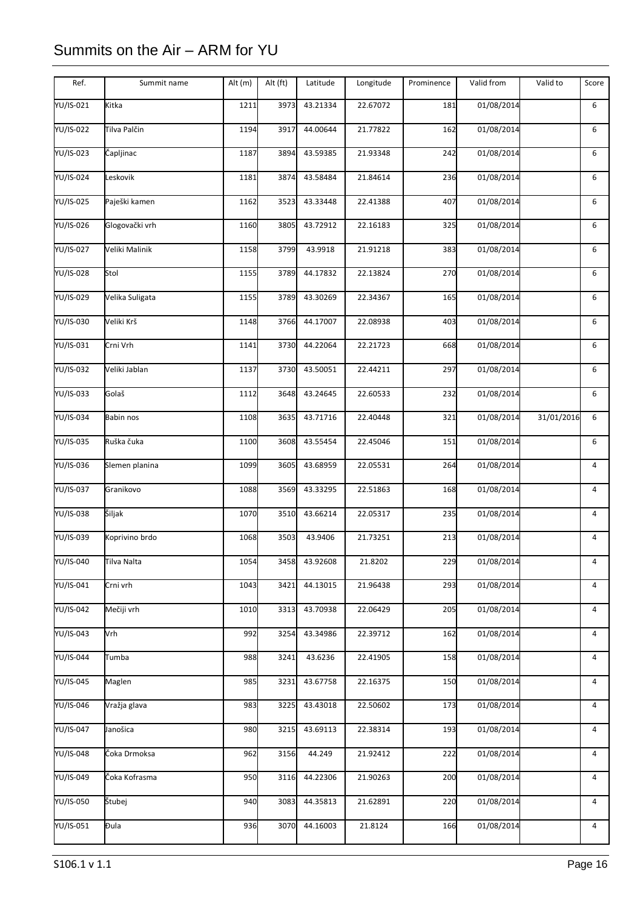# Summits on the Air – ARM for YU

| Ref. | Summit name | Alt (m) | Alt (ft) | Latitude | Longitude | Prominence | Valid from | Valid to | Score |
|---|---|---|---|---|---|---|---|---|---|
| YU/IS-021 | Kitka | 1211 | 3973 | 43.21334 | 22.67072 | 181 | 01/08/2014 | | 6 |
| YU/IS-022 | Tilva Palčin | 1194 | 3917 | 44.00644 | 21.77822 | 162 | 01/08/2014 | | 6 |
| YU/IS-023 | Čapljinac | 1187 | 3894 | 43.59385 | 21.93348 | 242 | 01/08/2014 | | 6 |
| YU/IS-024 | Leskovik | 1181 | 3874 | 43.58484 | 21.84614 | 236 | 01/08/2014 | | 6 |
| YU/IS-025 | Paješki kamen | 1162 | 3523 | 43.33448 | 22.41388 | 407 | 01/08/2014 | | 6 |
| YU/IS-026 | Glogovački vrh | 1160 | 3805 | 43.72912 | 22.16183 | 325 | 01/08/2014 | | 6 |
| YU/IS-027 | Veliki Malinik | 1158 | 3799 | 43.9918 | 21.91218 | 383 | 01/08/2014 | | 6 |
| YU/IS-028 | Stol | 1155 | 3789 | 44.17832 | 22.13824 | 270 | 01/08/2014 | | 6 |
| YU/IS-029 | Velika Suligata | 1155 | 3789 | 43.30269 | 22.34367 | 165 | 01/08/2014 | | 6 |
| YU/IS-030 | Veliki Krš | 1148 | 3766 | 44.17007 | 22.08938 | 403 | 01/08/2014 | | 6 |
| YU/IS-031 | Crni Vrh | 1141 | 3730 | 44.22064 | 22.21723 | 668 | 01/08/2014 | | 6 |
| YU/IS-032 | Veliki Jablan | 1137 | 3730 | 43.50051 | 22.44211 | 297 | 01/08/2014 | | 6 |
| YU/IS-033 | Golaš | 1112 | 3648 | 43.24645 | 22.60533 | 232 | 01/08/2014 | | 6 |
| YU/IS-034 | Babin nos | 1108 | 3635 | 43.71716 | 22.40448 | 321 | 01/08/2014 | 31/01/2016 | 6 |
| YU/IS-035 | Ruška čuka | 1100 | 3608 | 43.55454 | 22.45046 | 151 | 01/08/2014 | | 6 |
| YU/IS-036 | Slemen planina | 1099 | 3605 | 43.68959 | 22.05531 | 264 | 01/08/2014 | | 4 |
| YU/IS-037 | Granikovo | 1088 | 3569 | 43.33295 | 22.51863 | 168 | 01/08/2014 | | 4 |
| YU/IS-038 | Šiljak | 1070 | 3510 | 43.66214 | 22.05317 | 235 | 01/08/2014 | | 4 |
| YU/IS-039 | Koprivino brdo | 1068 | 3503 | 43.9406 | 21.73251 | 213 | 01/08/2014 | | 4 |
| YU/IS-040 | Tilva Nalta | 1054 | 3458 | 43.92608 | 21.8202 | 229 | 01/08/2014 | | 4 |
| YU/IS-041 | Crni vrh | 1043 | 3421 | 44.13015 | 21.96438 | 293 | 01/08/2014 | | 4 |
| YU/IS-042 | Mečiji vrh | 1010 | 3313 | 43.70938 | 22.06429 | 205 | 01/08/2014 | | 4 |
| YU/IS-043 | Vrh | 992 | 3254 | 43.34986 | 22.39712 | 162 | 01/08/2014 | | 4 |
| YU/IS-044 | Tumba | 988 | 3241 | 43.6236 | 22.41905 | 158 | 01/08/2014 | | 4 |
| YU/IS-045 | Maglen | 985 | 3231 | 43.67758 | 22.16375 | 150 | 01/08/2014 | | 4 |
| YU/IS-046 | Vražja glava | 983 | 3225 | 43.43018 | 22.50602 | 173 | 01/08/2014 | | 4 |
| YU/IS-047 | Janošica | 980 | 3215 | 43.69113 | 22.38314 | 193 | 01/08/2014 | | 4 |
| YU/IS-048 | Čoka Drmoksa | 962 | 3156 | 44.249 | 21.92412 | 222 | 01/08/2014 | | 4 |
| YU/IS-049 | Čoka Kofrasma | 950 | 3116 | 44.22306 | 21.90263 | 200 | 01/08/2014 | | 4 |
| YU/IS-050 | Štubej | 940 | 3083 | 44.35813 | 21.62891 | 220 | 01/08/2014 | | 4 |
| YU/IS-051 | Đula | 936 | 3070 | 44.16003 | 21.8124 | 166 | 01/08/2014 | | 4 |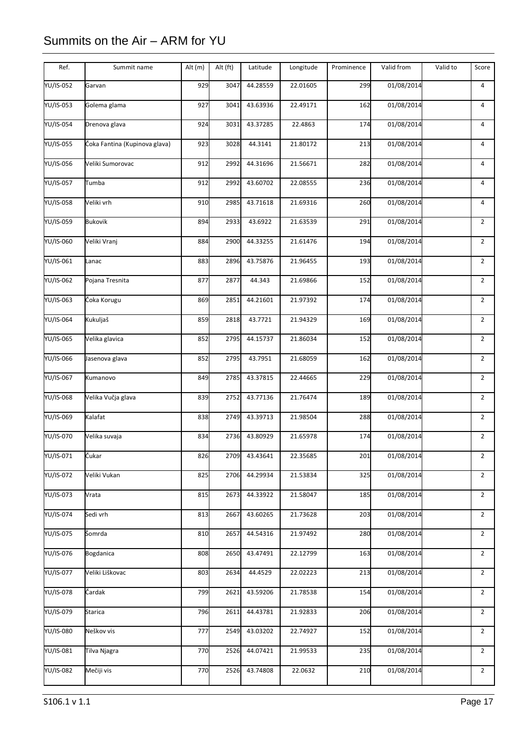# Summits on the Air – ARM for YU

| Ref. | Summit name | Alt (m) | Alt (ft) | Latitude | Longitude | Prominence | Valid from | Valid to | Score |
|---|---|---|---|---|---|---|---|---|---|
| YU/IS-052 | Garvan | 929 | 3047 | 44.28559 | 22.01605 | 299 | 01/08/2014 | | 4 |
| YU/IS-053 | Golema glama | 927 | 3041 | 43.63936 | 22.49171 | 162 | 01/08/2014 | | 4 |
| YU/IS-054 | Drenova glava | 924 | 3031 | 43.37285 | 22.4863 | 174 | 01/08/2014 | | 4 |
| YU/IS-055 | Čoka Fantina (Kupinova glava) | 923 | 3028 | 44.3141 | 21.80172 | 213 | 01/08/2014 | | 4 |
| YU/IS-056 | Veliki Sumorovac | 912 | 2992 | 44.31696 | 21.56671 | 282 | 01/08/2014 | | 4 |
| YU/IS-057 | Tumba | 912 | 2992 | 43.60702 | 22.08555 | 236 | 01/08/2014 | | 4 |
| YU/IS-058 | Veliki vrh | 910 | 2985 | 43.71618 | 21.69316 | 260 | 01/08/2014 | | 4 |
| YU/IS-059 | Bukovik | 894 | 2933 | 43.6922 | 21.63539 | 291 | 01/08/2014 | | 2 |
| YU/IS-060 | Veliki Vranj | 884 | 2900 | 44.33255 | 21.61476 | 194 | 01/08/2014 | | 2 |
| YU/IS-061 | Lanac | 883 | 2896 | 43.75876 | 21.96455 | 193 | 01/08/2014 | | 2 |
| YU/IS-062 | Pojana Tresnita | 877 | 2877 | 44.343 | 21.69866 | 152 | 01/08/2014 | | 2 |
| YU/IS-063 | Čoka Korugu | 869 | 2851 | 44.21601 | 21.97392 | 174 | 01/08/2014 | | 2 |
| YU/IS-064 | Kukuljaš | 859 | 2818 | 43.7721 | 21.94329 | 169 | 01/08/2014 | | 2 |
| YU/IS-065 | Velika glavica | 852 | 2795 | 44.15737 | 21.86034 | 152 | 01/08/2014 | | 2 |
| YU/IS-066 | Jasenova glava | 852 | 2795 | 43.7951 | 21.68059 | 162 | 01/08/2014 | | 2 |
| YU/IS-067 | Kumanovo | 849 | 2785 | 43.37815 | 22.44665 | 229 | 01/08/2014 | | 2 |
| YU/IS-068 | Velika Vučja glava | 839 | 2752 | 43.77136 | 21.76474 | 189 | 01/08/2014 | | 2 |
| YU/IS-069 | Kalafat | 838 | 2749 | 43.39713 | 21.98504 | 288 | 01/08/2014 | | 2 |
| YU/IS-070 | Velika suvaja | 834 | 2736 | 43.80929 | 21.65978 | 174 | 01/08/2014 | | 2 |
| YU/IS-071 | Čukar | 826 | 2709 | 43.43641 | 22.35685 | 201 | 01/08/2014 | | 2 |
| YU/IS-072 | Veliki Vukan | 825 | 2706 | 44.29934 | 21.53834 | 325 | 01/08/2014 | | 2 |
| YU/IS-073 | Vrata | 815 | 2673 | 44.33922 | 21.58047 | 185 | 01/08/2014 | | 2 |
| YU/IS-074 | Sedi vrh | 813 | 2667 | 43.60265 | 21.73628 | 203 | 01/08/2014 | | 2 |
| YU/IS-075 | Šomrda | 810 | 2657 | 44.54316 | 21.97492 | 280 | 01/08/2014 | | 2 |
| YU/IS-076 | Bogdanica | 808 | 2650 | 43.47491 | 22.12799 | 163 | 01/08/2014 | | 2 |
| YU/IS-077 | Veliki Liškovac | 803 | 2634 | 44.4529 | 22.02223 | 213 | 01/08/2014 | | 2 |
| YU/IS-078 | Čardak | 799 | 2621 | 43.59206 | 21.78538 | 154 | 01/08/2014 | | 2 |
| YU/IS-079 | Starica | 796 | 2611 | 44.43781 | 21.92833 | 206 | 01/08/2014 | | 2 |
| YU/IS-080 | Neškov vis | 777 | 2549 | 43.03202 | 22.74927 | 152 | 01/08/2014 | | 2 |
| YU/IS-081 | Tilva Njagra | 770 | 2526 | 44.07421 | 21.99533 | 235 | 01/08/2014 | | 2 |
| YU/IS-082 | Mečiji vis | 770 | 2526 | 43.74808 | 22.0632 | 210 | 01/08/2014 | | 2 |

S106.1 v 1.1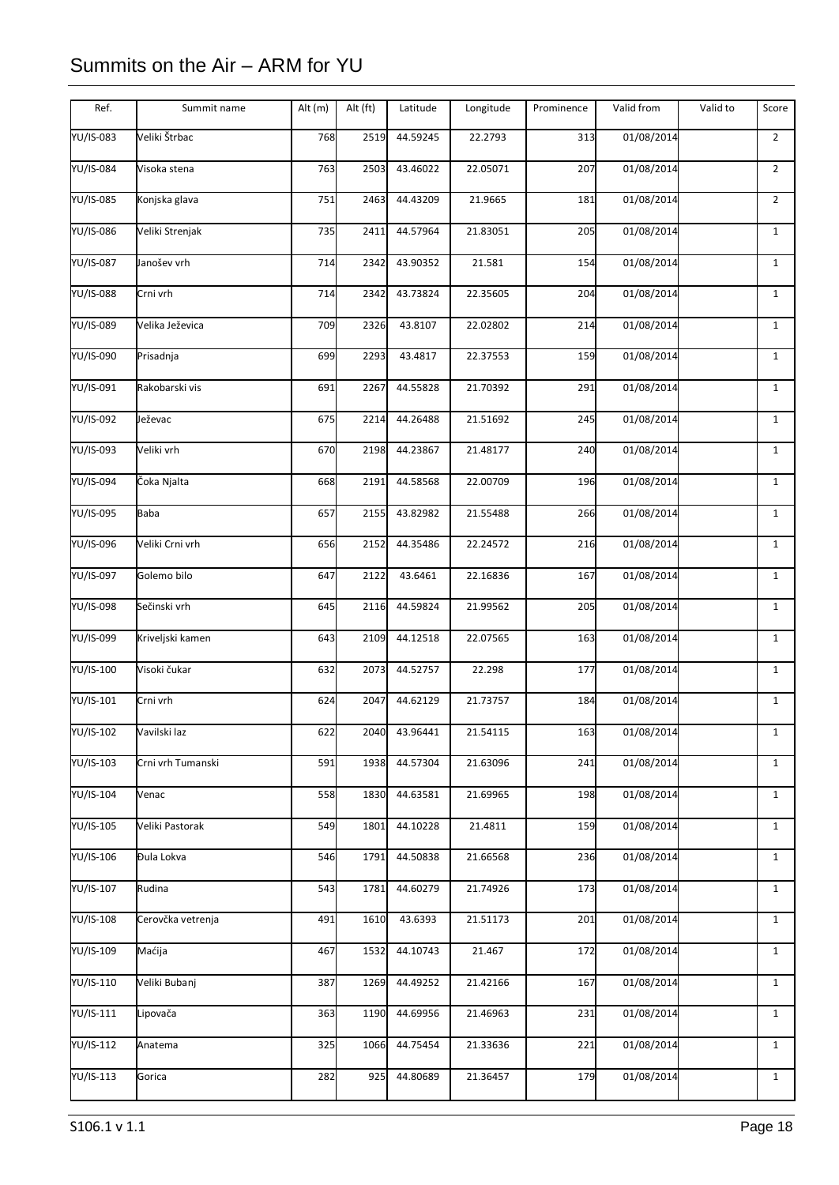# Summits on the Air – ARM for YU

| Ref. | Summit name | Alt (m) | Alt (ft) | Latitude | Longitude | Prominence | Valid from | Valid to | Score |
|---|---|---|---|---|---|---|---|---|---|
| YU/IS-083 | Veliki Štrbac | 768 | 2519 | 44.59245 | 22.2793 | 313 | 01/08/2014 | | 2 |
| YU/IS-084 | Visoka stena | 763 | 2503 | 43.46022 | 22.05071 | 207 | 01/08/2014 | | 2 |
| YU/IS-085 | Konjska glava | 751 | 2463 | 44.43209 | 21.9665 | 181 | 01/08/2014 | | 2 |
| YU/IS-086 | Veliki Strenjak | 735 | 2411 | 44.57964 | 21.83051 | 205 | 01/08/2014 | | 1 |
| YU/IS-087 | Janošev vrh | 714 | 2342 | 43.90352 | 21.581 | 154 | 01/08/2014 | | 1 |
| YU/IS-088 | Crni vrh | 714 | 2342 | 43.73824 | 22.35605 | 204 | 01/08/2014 | | 1 |
| YU/IS-089 | Velika Ježevica | 709 | 2326 | 43.8107 | 22.02802 | 214 | 01/08/2014 | | 1 |
| YU/IS-090 | Prisadnja | 699 | 2293 | 43.4817 | 22.37553 | 159 | 01/08/2014 | | 1 |
| YU/IS-091 | Rakobarski vis | 691 | 2267 | 44.55828 | 21.70392 | 291 | 01/08/2014 | | 1 |
| YU/IS-092 | Ježevac | 675 | 2214 | 44.26488 | 21.51692 | 245 | 01/08/2014 | | 1 |
| YU/IS-093 | Veliki vrh | 670 | 2198 | 44.23867 | 21.48177 | 240 | 01/08/2014 | | 1 |
| YU/IS-094 | Čoka Njalta | 668 | 2191 | 44.58568 | 22.00709 | 196 | 01/08/2014 | | 1 |
| YU/IS-095 | Baba | 657 | 2155 | 43.82982 | 21.55488 | 266 | 01/08/2014 | | 1 |
| YU/IS-096 | Veliki Crni vrh | 656 | 2152 | 44.35486 | 22.24572 | 216 | 01/08/2014 | | 1 |
| YU/IS-097 | Golemo bilo | 647 | 2122 | 43.6461 | 22.16836 | 167 | 01/08/2014 | | 1 |
| YU/IS-098 | Sečinski vrh | 645 | 2116 | 44.59824 | 21.99562 | 205 | 01/08/2014 | | 1 |
| YU/IS-099 | Kriveljski kamen | 643 | 2109 | 44.12518 | 22.07565 | 163 | 01/08/2014 | | 1 |
| YU/IS-100 | Visoki čukar | 632 | 2073 | 44.52757 | 22.298 | 177 | 01/08/2014 | | 1 |
| YU/IS-101 | Crni vrh | 624 | 2047 | 44.62129 | 21.73757 | 184 | 01/08/2014 | | 1 |
| YU/IS-102 | Vavilski laz | 622 | 2040 | 43.96441 | 21.54115 | 163 | 01/08/2014 | | 1 |
| YU/IS-103 | Crni vrh Tumanski | 591 | 1938 | 44.57304 | 21.63096 | 241 | 01/08/2014 | | 1 |
| YU/IS-104 | Venac | 558 | 1830 | 44.63581 | 21.69965 | 198 | 01/08/2014 | | 1 |
| YU/IS-105 | Veliki Pastorak | 549 | 1801 | 44.10228 | 21.4811 | 159 | 01/08/2014 | | 1 |
| YU/IS-106 | Đula Lokva | 546 | 1791 | 44.50838 | 21.66568 | 236 | 01/08/2014 | | 1 |
| YU/IS-107 | Rudina | 543 | 1781 | 44.60279 | 21.74926 | 173 | 01/08/2014 | | 1 |
| YU/IS-108 | Cerovčka vetrenja | 491 | 1610 | 43.6393 | 21.51173 | 201 | 01/08/2014 | | 1 |
| YU/IS-109 | Maćija | 467 | 1532 | 44.10743 | 21.467 | 172 | 01/08/2014 | | 1 |
| YU/IS-110 | Veliki Bubanj | 387 | 1269 | 44.49252 | 21.42166 | 167 | 01/08/2014 | | 1 |
| YU/IS-111 | Lipovača | 363 | 1190 | 44.69956 | 21.46963 | 231 | 01/08/2014 | | 1 |
| YU/IS-112 | Anatema | 325 | 1066 | 44.75454 | 21.33636 | 221 | 01/08/2014 | | 1 |
| YU/IS-113 | Gorica | 282 | 925 | 44.80689 | 21.36457 | 179 | 01/08/2014 | | 1 |

S106.1 v 1.1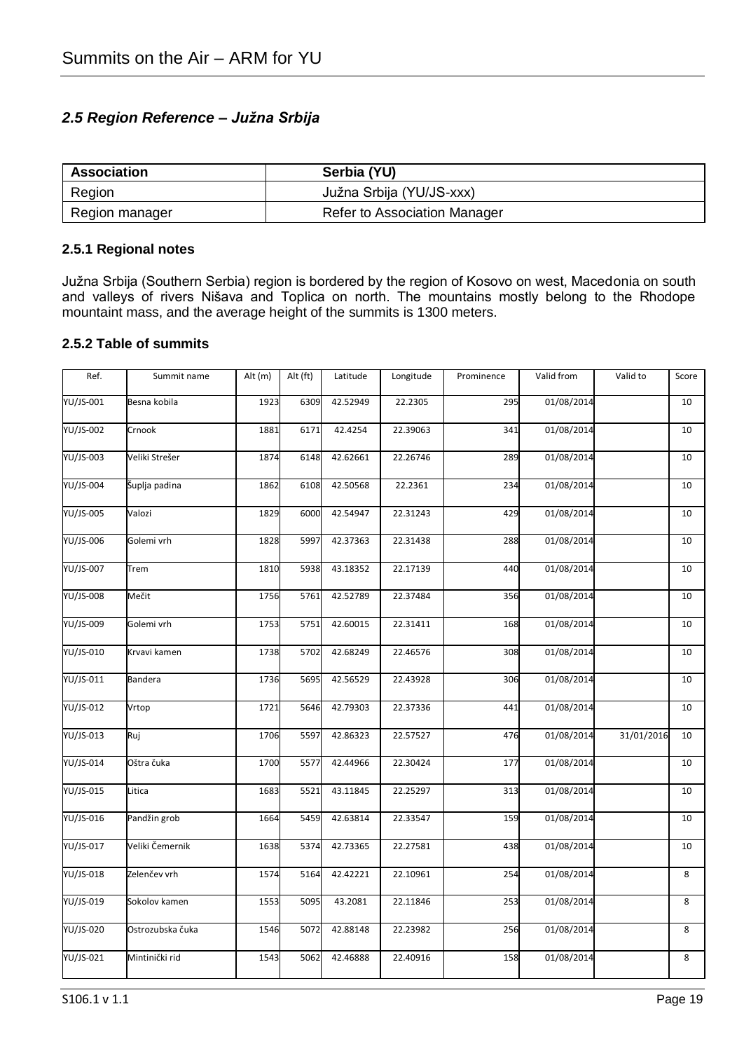## 2.5 Region Reference – *Južna Srbija*

| Association | Serbia (YU) |
|---|---|
| Region | Južna Srbija (YU/JS-xxx) |
| Region manager | Refer to Association Manager |

### 2.5.1 Regional notes

Južna Srbija (Southern Serbia) region is bordered by the region of Kosovo on west, Macedonia on south and valleys of rivers Nišava and Toplica on north. The mountains mostly belong to the Rhodope mountaint mass, and the average height of the summits is 1300 meters.

### 2.5.2 Table of summits

| Ref. | Summit name | Alt (m) | Alt (ft) | Latitude | Longitude | Prominence | Valid from | Valid to | Score |
|---|---|---|---|---|---|---|---|---|---|
| YU/JS-001 | Besna kobila | 1923 | 6309 | 42.52949 | 22.2305 | 295 | 01/08/2014 | | 10 |
| YU/JS-002 | Crnook | 1881 | 6171 | 42.4254 | 22.39063 | 341 | 01/08/2014 | | 10 |
| YU/JS-003 | Veliki Strešer | 1874 | 6148 | 42.62661 | 22.26746 | 289 | 01/08/2014 | | 10 |
| YU/JS-004 | Šuplja padina | 1862 | 6108 | 42.50568 | 22.2361 | 234 | 01/08/2014 | | 10 |
| YU/JS-005 | Valozi | 1829 | 6000 | 42.54947 | 22.31243 | 429 | 01/08/2014 | | 10 |
| YU/JS-006 | Golemi vrh | 1828 | 5997 | 42.37363 | 22.31438 | 288 | 01/08/2014 | | 10 |
| YU/JS-007 | Trem | 1810 | 5938 | 43.18352 | 22.17139 | 440 | 01/08/2014 | | 10 |
| YU/JS-008 | Mečit | 1756 | 5761 | 42.52789 | 22.37484 | 356 | 01/08/2014 | | 10 |
| YU/JS-009 | Golemi vrh | 1753 | 5751 | 42.60015 | 22.31411 | 168 | 01/08/2014 | | 10 |
| YU/JS-010 | Krvavi kamen | 1738 | 5702 | 42.68249 | 22.46576 | 308 | 01/08/2014 | | 10 |
| YU/JS-011 | Bandera | 1736 | 5695 | 42.56529 | 22.43928 | 306 | 01/08/2014 | | 10 |
| YU/JS-012 | Vrtop | 1721 | 5646 | 42.79303 | 22.37336 | 441 | 01/08/2014 | | 10 |
| YU/JS-013 | Ruj | 1706 | 5597 | 42.86323 | 22.57527 | 476 | 01/08/2014 | 31/01/2016 | 10 |
| YU/JS-014 | Oštra čuka | 1700 | 5577 | 42.44966 | 22.30424 | 177 | 01/08/2014 | | 10 |
| YU/JS-015 | Litica | 1683 | 5521 | 43.11845 | 22.25297 | 313 | 01/08/2014 | | 10 |
| YU/JS-016 | Pandžin grob | 1664 | 5459 | 42.63814 | 22.33547 | 159 | 01/08/2014 | | 10 |
| YU/JS-017 | Veliki Čemernik | 1638 | 5374 | 42.73365 | 22.27581 | 438 | 01/08/2014 | | 10 |
| YU/JS-018 | Zelenčev vrh | 1574 | 5164 | 42.42221 | 22.10961 | 254 | 01/08/2014 | | 8 |
| YU/JS-019 | Sokolov kamen | 1553 | 5095 | 43.2081 | 22.11846 | 253 | 01/08/2014 | | 8 |
| YU/JS-020 | Ostrozubska čuka | 1546 | 5072 | 42.88148 | 22.23982 | 256 | 01/08/2014 | | 8 |
| YU/JS-021 | Mintinički rid | 1543 | 5062 | 42.46888 | 22.40916 | 158 | 01/08/2014 | | 8 |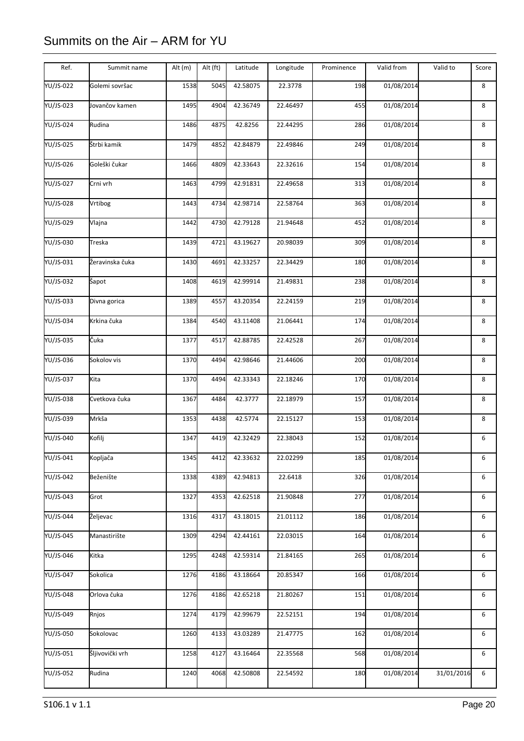# Summits on the Air – ARM for YU

| Ref. | Summit name | Alt (m) | Alt (ft) | Latitude | Longitude | Prominence | Valid from | Valid to | Score |
|---|---|---|---|---|---|---|---|---|---|
| YU/JS-022 | Golemi sovršac | 1538 | 5045 | 42.58075 | 22.3778 | 198 | 01/08/2014 | | 8 |
| YU/JS-023 | Jovančov kamen | 1495 | 4904 | 42.36749 | 22.46497 | 455 | 01/08/2014 | | 8 |
| YU/JS-024 | Rudina | 1486 | 4875 | 42.8256 | 22.44295 | 286 | 01/08/2014 | | 8 |
| YU/JS-025 | Štrbi kamik | 1479 | 4852 | 42.84879 | 22.49846 | 249 | 01/08/2014 | | 8 |
| YU/JS-026 | Goleški čukar | 1466 | 4809 | 42.33643 | 22.32616 | 154 | 01/08/2014 | | 8 |
| YU/JS-027 | Crni vrh | 1463 | 4799 | 42.91831 | 22.49658 | 313 | 01/08/2014 | | 8 |
| YU/JS-028 | Vrtibog | 1443 | 4734 | 42.98714 | 22.58764 | 363 | 01/08/2014 | | 8 |
| YU/JS-029 | Vlajna | 1442 | 4730 | 42.79128 | 21.94648 | 452 | 01/08/2014 | | 8 |
| YU/JS-030 | Treska | 1439 | 4721 | 43.19627 | 20.98039 | 309 | 01/08/2014 | | 8 |
| YU/JS-031 | Žeravinska čuka | 1430 | 4691 | 42.33257 | 22.34429 | 180 | 01/08/2014 | | 8 |
| YU/JS-032 | Šapot | 1408 | 4619 | 42.99914 | 21.49831 | 238 | 01/08/2014 | | 8 |
| YU/JS-033 | Divna gorica | 1389 | 4557 | 43.20354 | 22.24159 | 219 | 01/08/2014 | | 8 |
| YU/JS-034 | Krkina čuka | 1384 | 4540 | 43.11408 | 21.06441 | 174 | 01/08/2014 | | 8 |
| YU/JS-035 | Čuka | 1377 | 4517 | 42.88785 | 22.42528 | 267 | 01/08/2014 | | 8 |
| YU/JS-036 | Sokolov vis | 1370 | 4494 | 42.98646 | 21.44606 | 200 | 01/08/2014 | | 8 |
| YU/JS-037 | Kita | 1370 | 4494 | 42.33343 | 22.18246 | 170 | 01/08/2014 | | 8 |
| YU/JS-038 | Cvetkova čuka | 1367 | 4484 | 42.3777 | 22.18979 | 157 | 01/08/2014 | | 8 |
| YU/JS-039 | Mrkša | 1353 | 4438 | 42.5774 | 22.15127 | 153 | 01/08/2014 | | 8 |
| YU/JS-040 | Kofilj | 1347 | 4419 | 42.32429 | 22.38043 | 152 | 01/08/2014 | | 6 |
| YU/JS-041 | Kopljača | 1345 | 4412 | 42.33632 | 22.02299 | 185 | 01/08/2014 | | 6 |
| YU/JS-042 | Beženište | 1338 | 4389 | 42.94813 | 22.6418 | 326 | 01/08/2014 | | 6 |
| YU/JS-043 | Grot | 1327 | 4353 | 42.62518 | 21.90848 | 277 | 01/08/2014 | | 6 |
| YU/JS-044 | Željevac | 1316 | 4317 | 43.18015 | 21.01112 | 186 | 01/08/2014 | | 6 |
| YU/JS-045 | Manastirište | 1309 | 4294 | 42.44161 | 22.03015 | 164 | 01/08/2014 | | 6 |
| YU/JS-046 | Kitka | 1295 | 4248 | 42.59314 | 21.84165 | 265 | 01/08/2014 | | 6 |
| YU/JS-047 | Sokolica | 1276 | 4186 | 43.18664 | 20.85347 | 166 | 01/08/2014 | | 6 |
| YU/JS-048 | Orlova čuka | 1276 | 4186 | 42.65218 | 21.80267 | 151 | 01/08/2014 | | 6 |
| YU/JS-049 | Rnjos | 1274 | 4179 | 42.99679 | 22.52151 | 194 | 01/08/2014 | | 6 |
| YU/JS-050 | Sokolovac | 1260 | 4133 | 43.03289 | 21.47775 | 162 | 01/08/2014 | | 6 |
| YU/JS-051 | Šljivovički vrh | 1258 | 4127 | 43.16464 | 22.35568 | 568 | 01/08/2014 | | 6 |
| YU/JS-052 | Rudina | 1240 | 4068 | 42.50808 | 22.54592 | 180 | 01/08/2014 | 31/01/2016 | 6 |

S106.1 v 1.1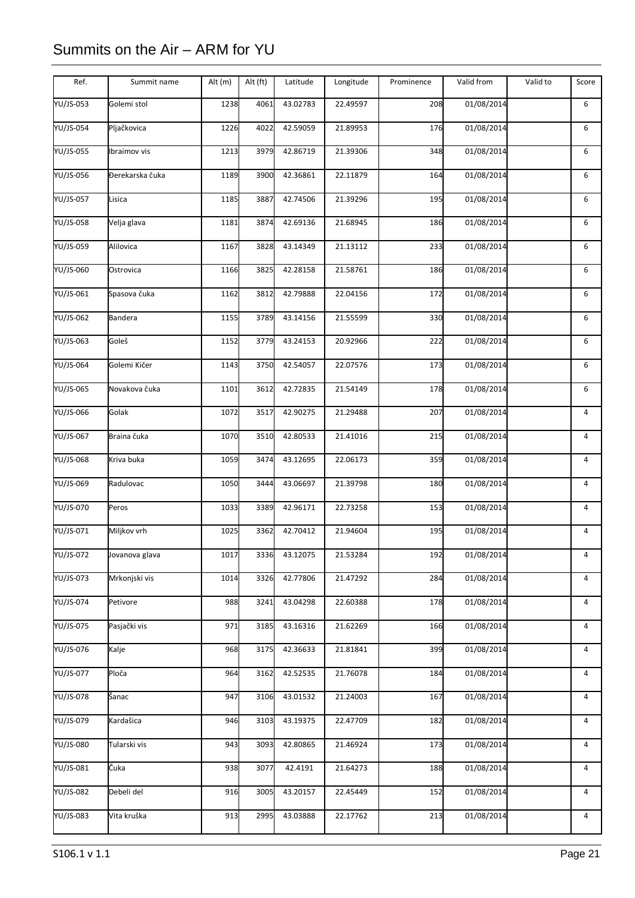| Ref. | Summit name | Alt (m) | Alt (ft) | Latitude | Longitude | Prominence | Valid from | Valid to | Score |
|---|---|---|---|---|---|---|---|---|---|
| YU/JS-053 | Golemi stol | 1238 | 4061 | 43.02783 | 22.49597 | 208 | 01/08/2014 | | 6 |
| YU/JS-054 | Pljačkovica | 1226 | 4022 | 42.59059 | 21.89953 | 176 | 01/08/2014 | | 6 |
| YU/JS-055 | Ibraimov vis | 1213 | 3979 | 42.86719 | 21.39306 | 348 | 01/08/2014 | | 6 |
| YU/JS-056 | Đerekarska čuka | 1189 | 3900 | 42.36861 | 22.11879 | 164 | 01/08/2014 | | 6 |
| YU/JS-057 | Lisica | 1185 | 3887 | 42.74506 | 21.39296 | 195 | 01/08/2014 | | 6 |
| YU/JS-058 | Velja glava | 1181 | 3874 | 42.69136 | 21.68945 | 186 | 01/08/2014 | | 6 |
| YU/JS-059 | Alilovica | 1167 | 3828 | 43.14349 | 21.13112 | 233 | 01/08/2014 | | 6 |
| YU/JS-060 | Ostrovica | 1166 | 3825 | 42.28158 | 21.58761 | 186 | 01/08/2014 | | 6 |
| YU/JS-061 | Spasova čuka | 1162 | 3812 | 42.79888 | 22.04156 | 172 | 01/08/2014 | | 6 |
| YU/JS-062 | Bandera | 1155 | 3789 | 43.14156 | 21.55599 | 330 | 01/08/2014 | | 6 |
| YU/JS-063 | Goleš | 1152 | 3779 | 43.24153 | 20.92966 | 222 | 01/08/2014 | | 6 |
| YU/JS-064 | Golemi Kičer | 1143 | 3750 | 42.54057 | 22.07576 | 173 | 01/08/2014 | | 6 |
| YU/JS-065 | Novakova čuka | 1101 | 3612 | 42.72835 | 21.54149 | 178 | 01/08/2014 | | 6 |
| YU/JS-066 | Golak | 1072 | 3517 | 42.90275 | 21.29488 | 207 | 01/08/2014 | | 4 |
| YU/JS-067 | Braina čuka | 1070 | 3510 | 42.80533 | 21.41016 | 215 | 01/08/2014 | | 4 |
| YU/JS-068 | Kriva buka | 1059 | 3474 | 43.12695 | 22.06173 | 359 | 01/08/2014 | | 4 |
| YU/JS-069 | Radulovac | 1050 | 3444 | 43.06697 | 21.39798 | 180 | 01/08/2014 | | 4 |
| YU/JS-070 | Peros | 1033 | 3389 | 42.96171 | 22.73258 | 153 | 01/08/2014 | | 4 |
| YU/JS-071 | Miljkov vrh | 1025 | 3362 | 42.70412 | 21.94604 | 195 | 01/08/2014 | | 4 |
| YU/JS-072 | Jovanova glava | 1017 | 3336 | 43.12075 | 21.53284 | 192 | 01/08/2014 | | 4 |
| YU/JS-073 | Mrkonjski vis | 1014 | 3326 | 42.77806 | 21.47292 | 284 | 01/08/2014 | | 4 |
| YU/JS-074 | Petivore | 988 | 3241 | 43.04298 | 22.60388 | 178 | 01/08/2014 | | 4 |
| YU/JS-075 | Pasjački vis | 971 | 3185 | 43.16316 | 21.62269 | 166 | 01/08/2014 | | 4 |
| YU/JS-076 | Kalje | 968 | 3175 | 42.36633 | 21.81841 | 399 | 01/08/2014 | | 4 |
| YU/JS-077 | Ploča | 964 | 3162 | 42.52535 | 21.76078 | 184 | 01/08/2014 | | 4 |
| YU/JS-078 | Šanac | 947 | 3106 | 43.01532 | 21.24003 | 167 | 01/08/2014 | | 4 |
| YU/JS-079 | Kardašica | 946 | 3103 | 43.19375 | 22.47709 | 182 | 01/08/2014 | | 4 |
| YU/JS-080 | Tularski vis | 943 | 3093 | 42.80865 | 21.46924 | 173 | 01/08/2014 | | 4 |
| YU/JS-081 | Čuka | 938 | 3077 | 42.4191 | 21.64273 | 188 | 01/08/2014 | | 4 |
| YU/JS-082 | Debeli del | 916 | 3005 | 43.20157 | 22.45449 | 152 | 01/08/2014 | | 4 |
| YU/JS-083 | Vita kruška | 913 | 2995 | 43.03888 | 22.17762 | 213 | 01/08/2014 | | 4 |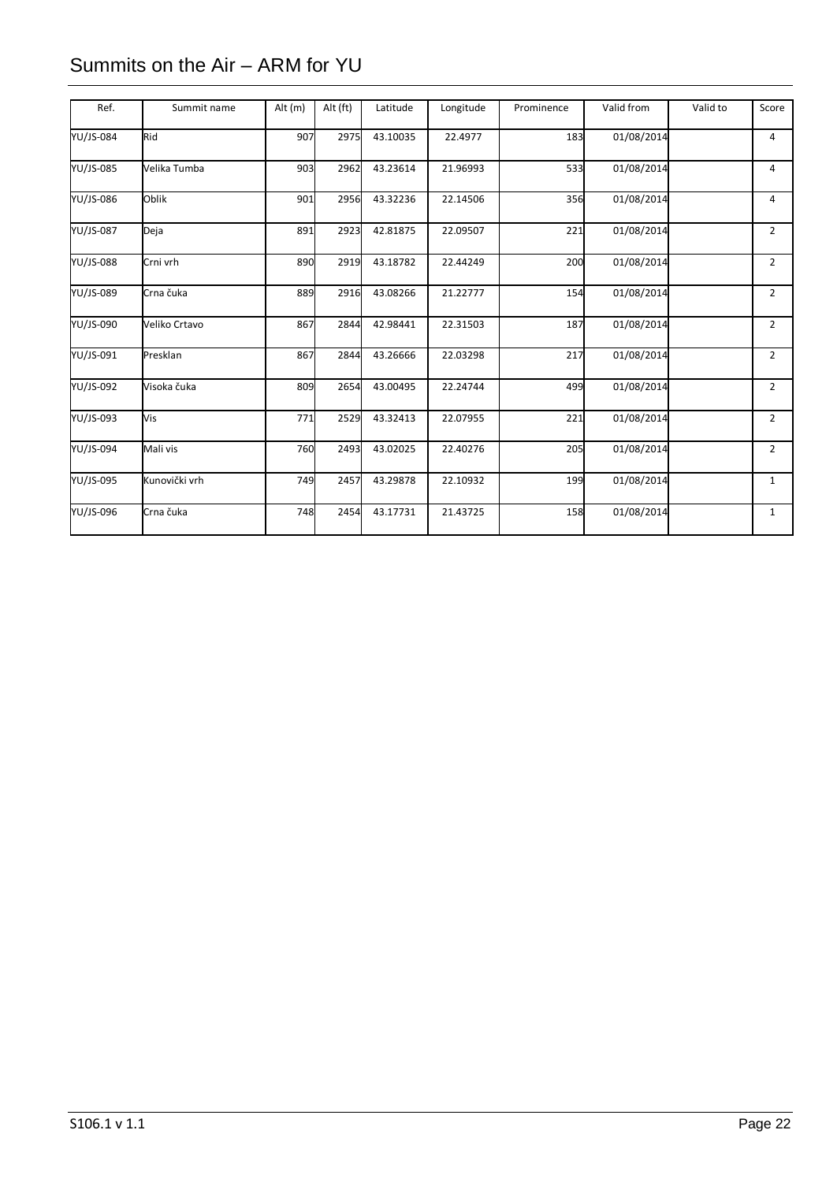# Summits on the Air – ARM for YU

| Ref. | Summit name | Alt (m) | Alt (ft) | Latitude | Longitude | Prominence | Valid from | Valid to | Score |
|---|---|---|---|---|---|---|---|---|---|
| YU/JS-084 | Rid | 907 | 2975 | 43.10035 | 22.4977 | 183 | 01/08/2014 | | 4 |
| YU/JS-085 | Velika Tumba | 903 | 2962 | 43.23614 | 21.96993 | 533 | 01/08/2014 | | 4 |
| YU/JS-086 | Oblik | 901 | 2956 | 43.32236 | 22.14506 | 356 | 01/08/2014 | | 4 |
| YU/JS-087 | Deja | 891 | 2923 | 42.81875 | 22.09507 | 221 | 01/08/2014 | | 2 |
| YU/JS-088 | Crni vrh | 890 | 2919 | 43.18782 | 22.44249 | 200 | 01/08/2014 | | 2 |
| YU/JS-089 | Crna čuka | 889 | 2916 | 43.08266 | 21.22777 | 154 | 01/08/2014 | | 2 |
| YU/JS-090 | Veliko Crtavo | 867 | 2844 | 42.98441 | 22.31503 | 187 | 01/08/2014 | | 2 |
| YU/JS-091 | Presklan | 867 | 2844 | 43.26666 | 22.03298 | 217 | 01/08/2014 | | 2 |
| YU/JS-092 | Visoka čuka | 809 | 2654 | 43.00495 | 22.24744 | 499 | 01/08/2014 | | 2 |
| YU/JS-093 | Vis | 771 | 2529 | 43.32413 | 22.07955 | 221 | 01/08/2014 | | 2 |
| YU/JS-094 | Mali vis | 760 | 2493 | 43.02025 | 22.40276 | 205 | 01/08/2014 | | 2 |
| YU/JS-095 | Kunovički vrh | 749 | 2457 | 43.29878 | 22.10932 | 199 | 01/08/2014 | | 1 |
| YU/JS-096 | Crna čuka | 748 | 2454 | 43.17731 | 21.43725 | 158 | 01/08/2014 | | 1 |

S106.1 v 1.1